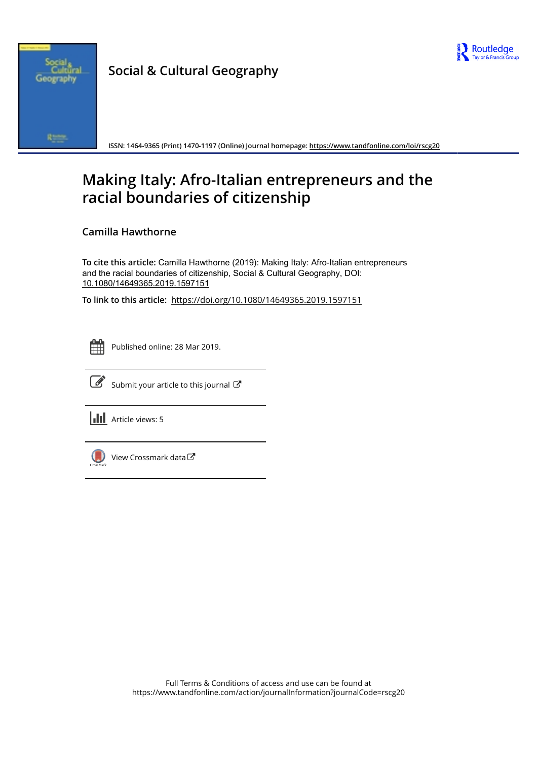# Social & Cultural Geography

ISSN: 1464-9365 (Print) 1470-1197 (Online) Journal homepage: https://www.tandfonline.com/loi/rscg20

# Making Italy: Afro-Italian entrepreneurs and the racial boundaries of citizenship

## Camilla Hawthorne

**To cite this article:** Camilla Hawthorne (2019): Making Italy: Afro-Italian entrepreneurs and the racial boundaries of citizenship, Social & Cultural Geography, DOI: 10.1080/14649365.2019.1597151

**To link to this article:** https://doi.org/10.1080/14649365.2019.1597151

Published online: 28 Mar 2019.

Submit your article to this journal

Article views: 5

View Crossmark data

Full Terms & Conditions of access and use can be found at https://www.tandfonline.com/action/journalInformation?journalCode=rscg20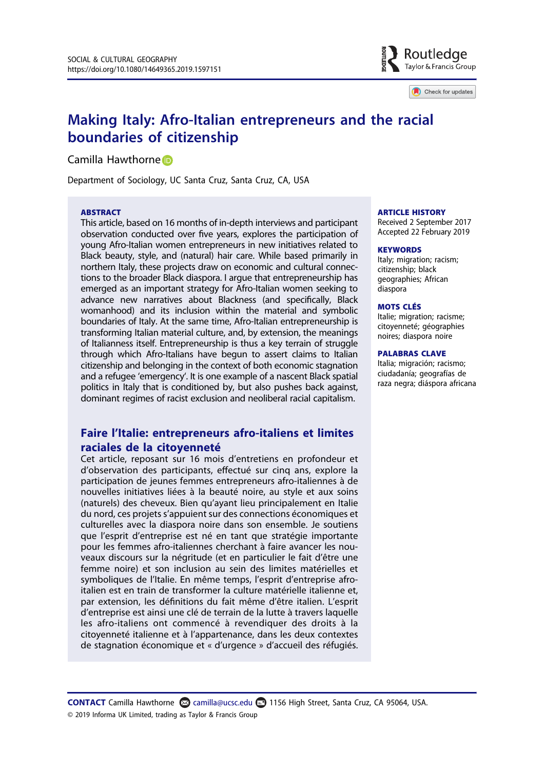SOCIAL & CULTURAL GEOGRAPHY
https://doi.org/10.1080/14649365.2019.1597151

# Making Italy: Afro-Italian entrepreneurs and the racial boundaries of citizenship

Camilla Hawthorne

Department of Sociology, UC Santa Cruz, Santa Cruz, CA, USA

## ABSTRACT

This article, based on 16 months of in-depth interviews and participant observation conducted over five years, explores the participation of young Afro-Italian women entrepreneurs in new initiatives related to Black beauty, style, and (natural) hair care. While based primarily in northern Italy, these projects draw on economic and cultural connections to the broader Black diaspora. I argue that entrepreneurship has emerged as an important strategy for Afro-Italian women seeking to advance new narratives about Blackness (and specifically, Black womanhood) and its inclusion within the material and symbolic boundaries of Italy. At the same time, Afro-Italian entrepreneurship is transforming Italian material culture, and, by extension, the meanings of Italianness itself. Entrepreneurship is thus a key terrain of struggle through which Afro-Italians have begun to assert claims to Italian citizenship and belonging in the context of both economic stagnation and a refugee 'emergency'. It is one example of a nascent Black spatial politics in Italy that is conditioned by, but also pushes back against, dominant regimes of racist exclusion and neoliberal racial capitalism.

## Faire l'Italie: entrepreneurs afro-italiens et limites raciales de la citoyenneté

Cet article, reposant sur 16 mois d'entretiens en profondeur et d'observation des participants, effectué sur cinq ans, explore la participation de jeunes femmes entrepreneurs afro-italiennes à de nouvelles initiatives liées à la beauté noire, au style et aux soins (naturels) des cheveux. Bien qu'ayant lieu principalement en Italie du nord, ces projets s'appuient sur des connections économiques et culturelles avec la diaspora noire dans son ensemble. Je soutiens que l'esprit d'entreprise est né en tant que stratégie importante pour les femmes afro-italiennes cherchant à faire avancer les nouveaux discours sur la négritude (et en particulier le fait d'être une femme noire) et son inclusion au sein des limites matérielles et symboliques de l'Italie. En même temps, l'esprit d'entreprise afro-italien est en train de transformer la culture matérielle italienne et, par extension, les définitions du fait même d'être italien. L'esprit d'entreprise est ainsi une clé de terrain de la lutte à travers laquelle les afro-italiens ont commencé à revendiquer des droits à la citoyenneté italienne et à l'appartenance, dans les deux contextes de stagnation économique et « d'urgence » d'accueil des réfugiés.

**ARTICLE HISTORY**
Received 2 September 2017
Accepted 22 February 2019

**KEYWORDS**
Italy; migration; racism; citizenship; black geographies; African diaspora

**MOTS CLÉS**
Italie; migration; racisme; citoyenneté; géographies noires; diaspora noire

**PALABRAS CLAVE**
Italia; migración; racismo; ciudadanía; geografías de raza negra; diáspora africana

**CONTACT** Camilla Hawthorne camilla@ucsc.edu 1156 High Street, Santa Cruz, CA 95064, USA.
© 2019 Informa UK Limited, trading as Taylor & Francis Group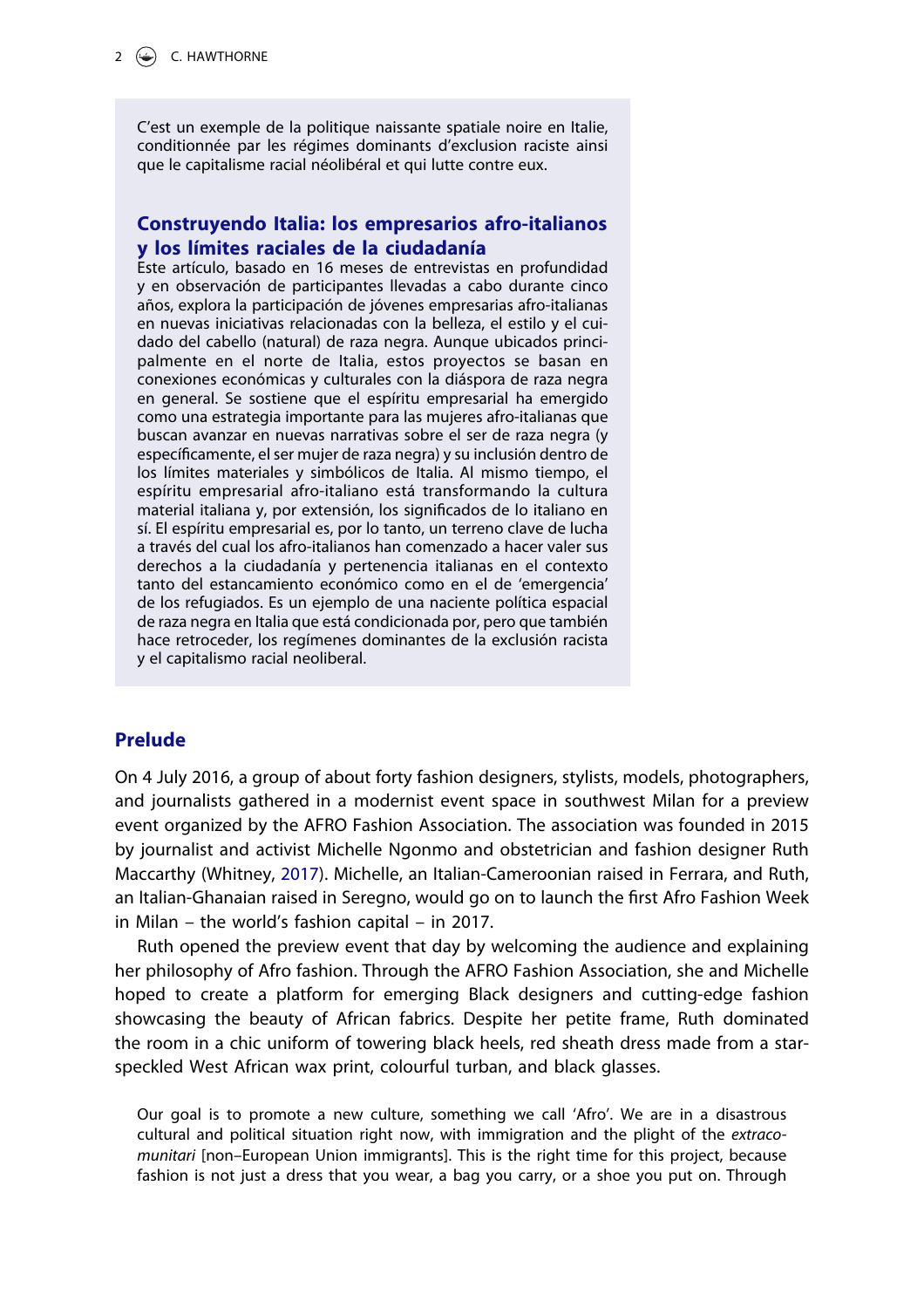C'est un exemple de la politique naissante spatiale noire en Italie, conditionnée par les régimes dominants d'exclusion raciste ainsi que le capitalisme racial néolibéral et qui lutte contre eux.

### Construyendo Italia: los empresarios afro-italianos y los límites raciales de la ciudadanía

Este artículo, basado en 16 meses de entrevistas en profundidad y en observación de participantes llevadas a cabo durante cinco años, explora la participación de jóvenes empresarias afro-italianas en nuevas iniciativas relacionadas con la belleza, el estilo y el cuidado del cabello (natural) de raza negra. Aunque ubicados principalmente en el norte de Italia, estos proyectos se basan en conexiones económicas y culturales con la diáspora de raza negra en general. Se sostiene que el espíritu empresarial ha emergido como una estrategia importante para las mujeres afro-italianas que buscan avanzar en nuevas narrativas sobre el ser de raza negra (y específicamente, el ser mujer de raza negra) y su inclusión dentro de los límites materiales y simbólicos de Italia. Al mismo tiempo, el espíritu empresarial afro-italiano está transformando la cultura material italiana y, por extensión, los significados de lo italiano en sí. El espíritu empresarial es, por lo tanto, un terreno clave de lucha a través del cual los afro-italianos han comenzado a hacer valer sus derechos a la ciudadanía y pertenencia italianas en el contexto tanto del estancamiento económico como en el de 'emergencia' de los refugiados. Es un ejemplo de una naciente política espacial de raza negra en Italia que está condicionada por, pero que también hace retroceder, los regímenes dominantes de la exclusión racista y el capitalismo racial neoliberal.

## Prelude

On 4 July 2016, a group of about forty fashion designers, stylists, models, photographers, and journalists gathered in a modernist event space in southwest Milan for a preview event organized by the AFRO Fashion Association. The association was founded in 2015 by journalist and activist Michelle Ngonmo and obstetrician and fashion designer Ruth Maccarthy (Whitney, 2017). Michelle, an Italian-Cameroonian raised in Ferrara, and Ruth, an Italian-Ghanaian raised in Seregno, would go on to launch the first Afro Fashion Week in Milan – the world's fashion capital – in 2017.

Ruth opened the preview event that day by welcoming the audience and explaining her philosophy of Afro fashion. Through the AFRO Fashion Association, she and Michelle hoped to create a platform for emerging Black designers and cutting-edge fashion showcasing the beauty of African fabrics. Despite her petite frame, Ruth dominated the room in a chic uniform of towering black heels, red sheath dress made from a star-speckled West African wax print, colourful turban, and black glasses.

> Our goal is to promote a new culture, something we call 'Afro'. We are in a disastrous cultural and political situation right now, with immigration and the plight of the *extracomunitari* [non–European Union immigrants]. This is the right time for this project, because fashion is not just a dress that you wear, a bag you carry, or a shoe you put on. Through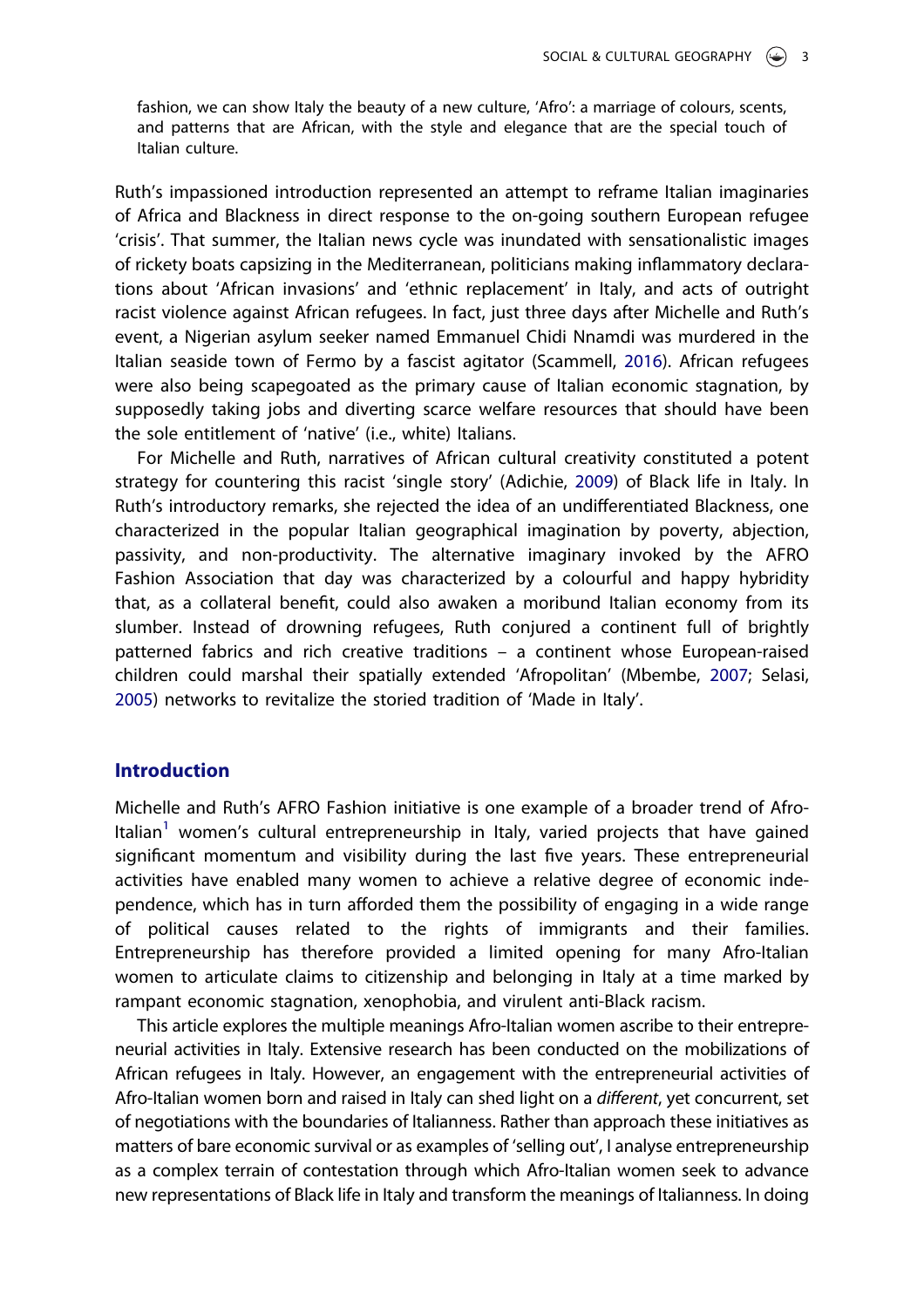> fashion, we can show Italy the beauty of a new culture, 'Afro': a marriage of colours, scents, and patterns that are African, with the style and elegance that are the special touch of Italian culture.

Ruth's impassioned introduction represented an attempt to reframe Italian imaginaries of Africa and Blackness in direct response to the on-going southern European refugee 'crisis'. That summer, the Italian news cycle was inundated with sensationalistic images of rickety boats capsizing in the Mediterranean, politicians making inflammatory declarations about 'African invasions' and 'ethnic replacement' in Italy, and acts of outright racist violence against African refugees. In fact, just three days after Michelle and Ruth's event, a Nigerian asylum seeker named Emmanuel Chidi Nnamdi was murdered in the Italian seaside town of Fermo by a fascist agitator (Scammell, 2016). African refugees were also being scapegoated as the primary cause of Italian economic stagnation, by supposedly taking jobs and diverting scarce welfare resources that should have been the sole entitlement of 'native' (i.e., white) Italians.

For Michelle and Ruth, narratives of African cultural creativity constituted a potent strategy for countering this racist 'single story' (Adichie, 2009) of Black life in Italy. In Ruth's introductory remarks, she rejected the idea of an undifferentiated Blackness, one characterized in the popular Italian geographical imagination by poverty, abjection, passivity, and non-productivity. The alternative imaginary invoked by the AFRO Fashion Association that day was characterized by a colourful and happy hybridity that, as a collateral benefit, could also awaken a moribund Italian economy from its slumber. Instead of drowning refugees, Ruth conjured a continent full of brightly patterned fabrics and rich creative traditions – a continent whose European-raised children could marshal their spatially extended 'Afropolitan' (Mbembe, 2007; Selasi, 2005) networks to revitalize the storied tradition of 'Made in Italy'.

## Introduction

Michelle and Ruth's AFRO Fashion initiative is one example of a broader trend of Afro-Italian[1] women's cultural entrepreneurship in Italy, varied projects that have gained significant momentum and visibility during the last five years. These entrepreneurial activities have enabled many women to achieve a relative degree of economic independence, which has in turn afforded them the possibility of engaging in a wide range of political causes related to the rights of immigrants and their families. Entrepreneurship has therefore provided a limited opening for many Afro-Italian women to articulate claims to citizenship and belonging in Italy at a time marked by rampant economic stagnation, xenophobia, and virulent anti-Black racism.

This article explores the multiple meanings Afro-Italian women ascribe to their entrepreneurial activities in Italy. Extensive research has been conducted on the mobilizations of African refugees in Italy. However, an engagement with the entrepreneurial activities of Afro-Italian women born and raised in Italy can shed light on a *different*, yet concurrent, set of negotiations with the boundaries of Italianness. Rather than approach these initiatives as matters of bare economic survival or as examples of 'selling out', I analyse entrepreneurship as a complex terrain of contestation through which Afro-Italian women seek to advance new representations of Black life in Italy and transform the meanings of Italianness. In doing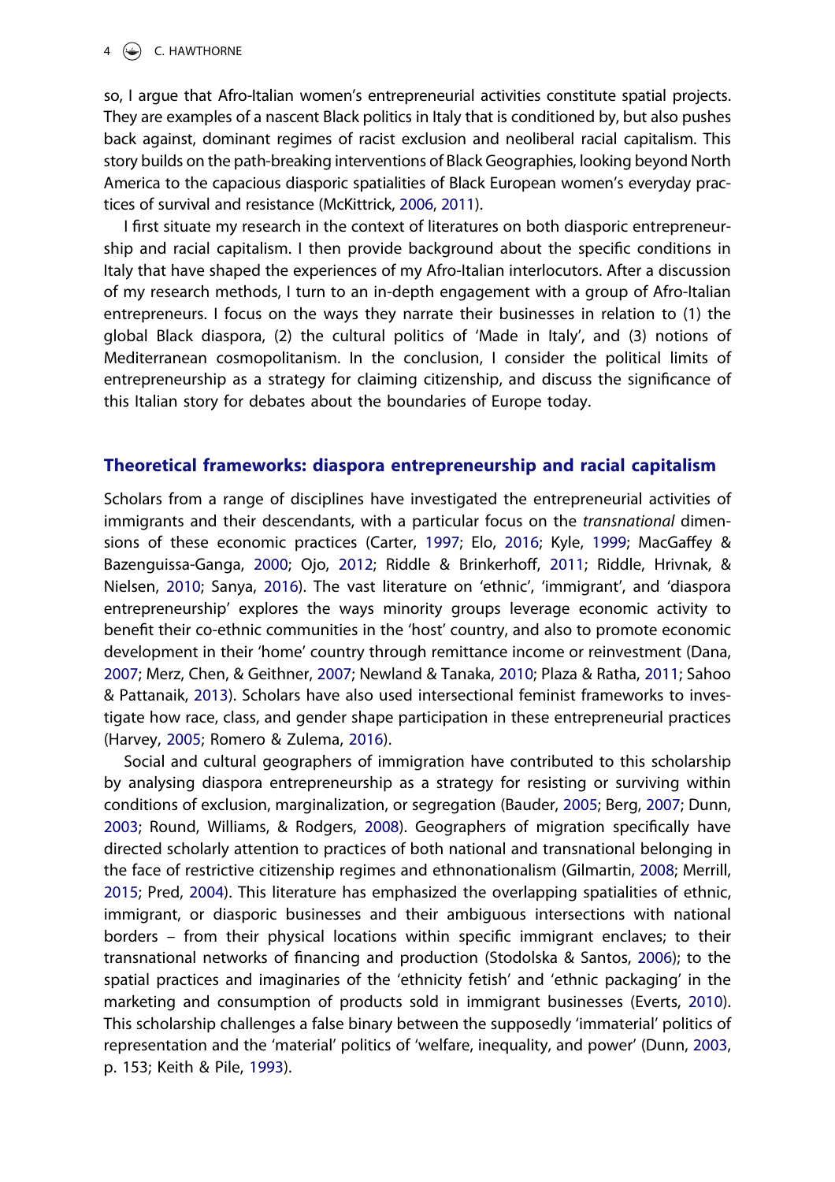so, I argue that Afro-Italian women's entrepreneurial activities constitute spatial projects. They are examples of a nascent Black politics in Italy that is conditioned by, but also pushes back against, dominant regimes of racist exclusion and neoliberal racial capitalism. This story builds on the path-breaking interventions of Black Geographies, looking beyond North America to the capacious diasporic spatialities of Black European women's everyday practices of survival and resistance (McKittrick, 2006, 2011).

I first situate my research in the context of literatures on both diasporic entrepreneurship and racial capitalism. I then provide background about the specific conditions in Italy that have shaped the experiences of my Afro-Italian interlocutors. After a discussion of my research methods, I turn to an in-depth engagement with a group of Afro-Italian entrepreneurs. I focus on the ways they narrate their businesses in relation to (1) the global Black diaspora, (2) the cultural politics of 'Made in Italy', and (3) notions of Mediterranean cosmopolitanism. In the conclusion, I consider the political limits of entrepreneurship as a strategy for claiming citizenship, and discuss the significance of this Italian story for debates about the boundaries of Europe today.

## Theoretical frameworks: diaspora entrepreneurship and racial capitalism

Scholars from a range of disciplines have investigated the entrepreneurial activities of immigrants and their descendants, with a particular focus on the *transnational* dimensions of these economic practices (Carter, 1997; Elo, 2016; Kyle, 1999; MacGaffey & Bazenguissa-Ganga, 2000; Ojo, 2012; Riddle & Brinkerhoff, 2011; Riddle, Hrivnak, & Nielsen, 2010; Sanya, 2016). The vast literature on 'ethnic', 'immigrant', and 'diaspora entrepreneurship' explores the ways minority groups leverage economic activity to benefit their co-ethnic communities in the 'host' country, and also to promote economic development in their 'home' country through remittance income or reinvestment (Dana, 2007; Merz, Chen, & Geithner, 2007; Newland & Tanaka, 2010; Plaza & Ratha, 2011; Sahoo & Pattanaik, 2013). Scholars have also used intersectional feminist frameworks to investigate how race, class, and gender shape participation in these entrepreneurial practices (Harvey, 2005; Romero & Zulema, 2016).

Social and cultural geographers of immigration have contributed to this scholarship by analysing diaspora entrepreneurship as a strategy for resisting or surviving within conditions of exclusion, marginalization, or segregation (Bauder, 2005; Berg, 2007; Dunn, 2003; Round, Williams, & Rodgers, 2008). Geographers of migration specifically have directed scholarly attention to practices of both national and transnational belonging in the face of restrictive citizenship regimes and ethnonationalism (Gilmartin, 2008; Merrill, 2015; Pred, 2004). This literature has emphasized the overlapping spatialities of ethnic, immigrant, or diasporic businesses and their ambiguous intersections with national borders – from their physical locations within specific immigrant enclaves; to their transnational networks of financing and production (Stodolska & Santos, 2006); to the spatial practices and imaginaries of the 'ethnicity fetish' and 'ethnic packaging' in the marketing and consumption of products sold in immigrant businesses (Everts, 2010). This scholarship challenges a false binary between the supposedly 'immaterial' politics of representation and the 'material' politics of 'welfare, inequality, and power' (Dunn, 2003, p. 153; Keith & Pile, 1993).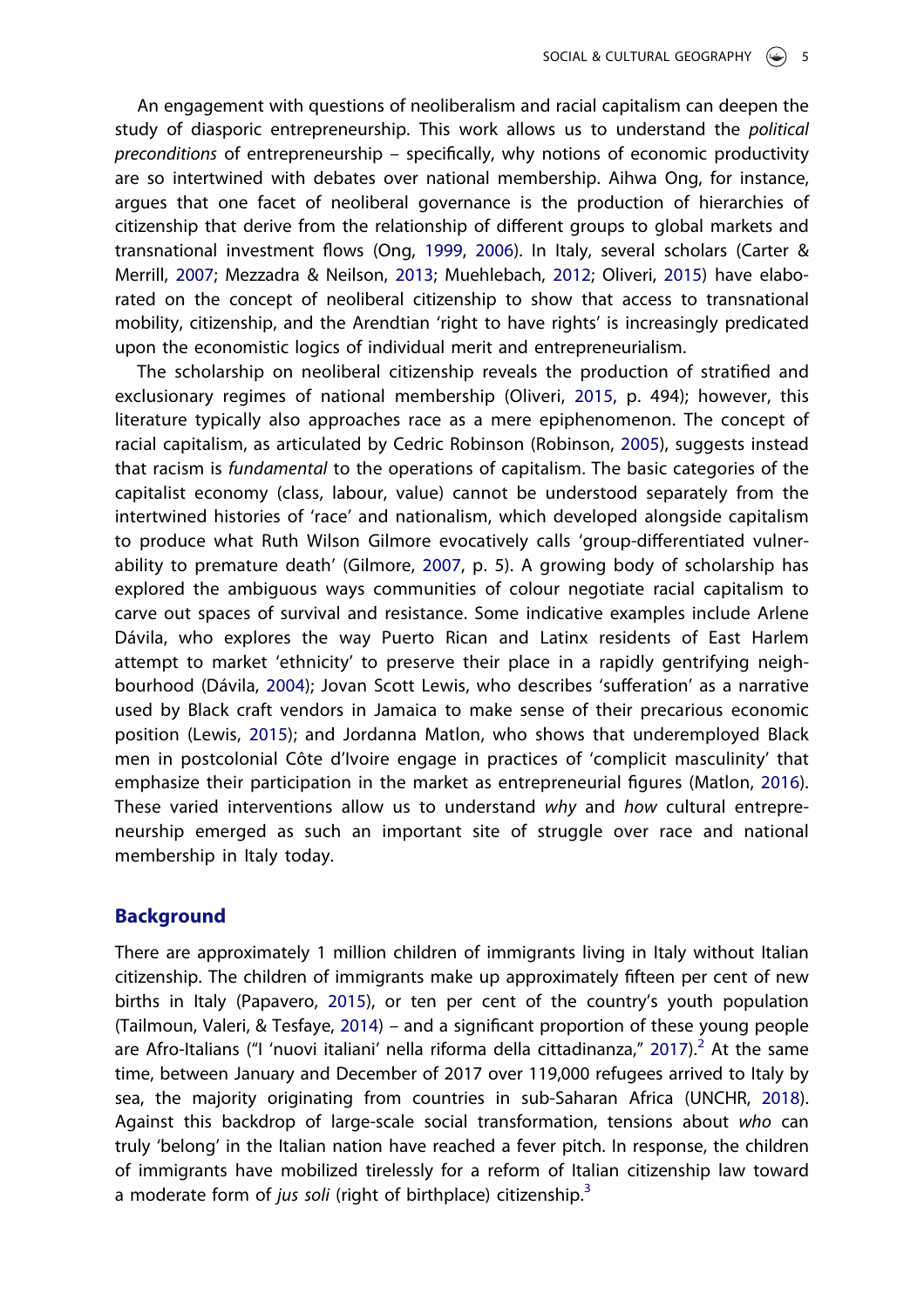An engagement with questions of neoliberalism and racial capitalism can deepen the study of diasporic entrepreneurship. This work allows us to understand the *political preconditions* of entrepreneurship – specifically, why notions of economic productivity are so intertwined with debates over national membership. Aihwa Ong, for instance, argues that one facet of neoliberal governance is the production of hierarchies of citizenship that derive from the relationship of different groups to global markets and transnational investment flows (Ong, 1999, 2006). In Italy, several scholars (Carter & Merrill, 2007; Mezzadra & Neilson, 2013; Muehlebach, 2012; Oliveri, 2015) have elaborated on the concept of neoliberal citizenship to show that access to transnational mobility, citizenship, and the Arendtian 'right to have rights' is increasingly predicated upon the economistic logics of individual merit and entrepreneurialism.

The scholarship on neoliberal citizenship reveals the production of stratified and exclusionary regimes of national membership (Oliveri, 2015, p. 494); however, this literature typically also approaches race as a mere epiphenomenon. The concept of racial capitalism, as articulated by Cedric Robinson (Robinson, 2005), suggests instead that racism is *fundamental* to the operations of capitalism. The basic categories of the capitalist economy (class, labour, value) cannot be understood separately from the intertwined histories of 'race' and nationalism, which developed alongside capitalism to produce what Ruth Wilson Gilmore evocatively calls 'group-differentiated vulnerability to premature death' (Gilmore, 2007, p. 5). A growing body of scholarship has explored the ambiguous ways communities of colour negotiate racial capitalism to carve out spaces of survival and resistance. Some indicative examples include Arlene Dávila, who explores the way Puerto Rican and Latinx residents of East Harlem attempt to market 'ethnicity' to preserve their place in a rapidly gentrifying neighbourhood (Dávila, 2004); Jovan Scott Lewis, who describes 'sufferation' as a narrative used by Black craft vendors in Jamaica to make sense of their precarious economic position (Lewis, 2015); and Jordanna Matlon, who shows that underemployed Black men in postcolonial Côte d'Ivoire engage in practices of 'complicit masculinity' that emphasize their participation in the market as entrepreneurial figures (Matlon, 2016). These varied interventions allow us to understand *why* and *how* cultural entrepreneurship emerged as such an important site of struggle over race and national membership in Italy today.

## Background

There are approximately 1 million children of immigrants living in Italy without Italian citizenship. The children of immigrants make up approximately fifteen per cent of new births in Italy (Papavero, 2015), or ten per cent of the country's youth population (Tailmoun, Valeri, & Tesfaye, 2014) – and a significant proportion of these young people are Afro-Italians ("I 'nuovi italiani' nella riforma della cittadinanza," 2017).[2] At the same time, between January and December of 2017 over 119,000 refugees arrived to Italy by sea, the majority originating from countries in sub-Saharan Africa (UNCHR, 2018). Against this backdrop of large-scale social transformation, tensions about *who* can truly 'belong' in the Italian nation have reached a fever pitch. In response, the children of immigrants have mobilized tirelessly for a reform of Italian citizenship law toward a moderate form of *jus soli* (right of birthplace) citizenship.[3]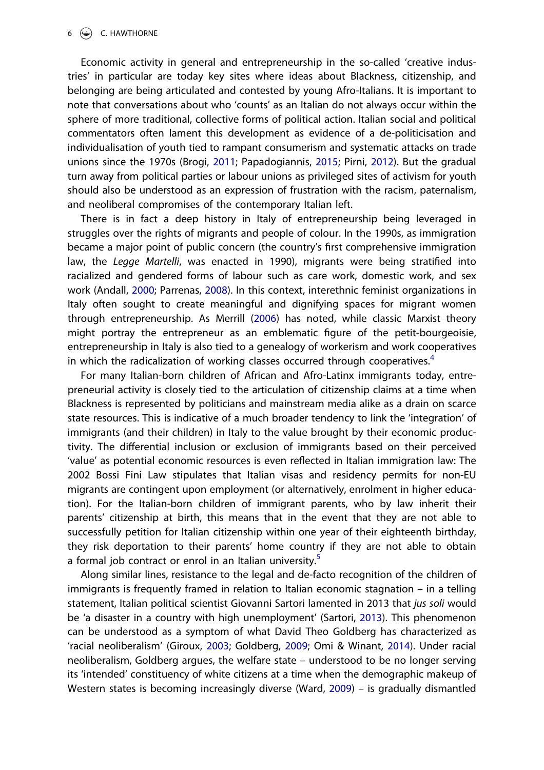Economic activity in general and entrepreneurship in the so-called 'creative industries' in particular are today key sites where ideas about Blackness, citizenship, and belonging are being articulated and contested by young Afro-Italians. It is important to note that conversations about who 'counts' as an Italian do not always occur within the sphere of more traditional, collective forms of political action. Italian social and political commentators often lament this development as evidence of a de-politicisation and individualisation of youth tied to rampant consumerism and systematic attacks on trade unions since the 1970s (Brogi, 2011; Papadogiannis, 2015; Pirni, 2012). But the gradual turn away from political parties or labour unions as privileged sites of activism for youth should also be understood as an expression of frustration with the racism, paternalism, and neoliberal compromises of the contemporary Italian left.

There is in fact a deep history in Italy of entrepreneurship being leveraged in struggles over the rights of migrants and people of colour. In the 1990s, as immigration became a major point of public concern (the country's first comprehensive immigration law, the *Legge Martelli*, was enacted in 1990), migrants were being stratified into racialized and gendered forms of labour such as care work, domestic work, and sex work (Andall, 2000; Parrenas, 2008). In this context, interethnic feminist organizations in Italy often sought to create meaningful and dignifying spaces for migrant women through entrepreneurship. As Merrill (2006) has noted, while classic Marxist theory might portray the entrepreneur as an emblematic figure of the petit-bourgeoisie, entrepreneurship in Italy is also tied to a genealogy of workerism and work cooperatives in which the radicalization of working classes occurred through cooperatives.[4]

For many Italian-born children of African and Afro-Latinx immigrants today, entrepreneurial activity is closely tied to the articulation of citizenship claims at a time when Blackness is represented by politicians and mainstream media alike as a drain on scarce state resources. This is indicative of a much broader tendency to link the 'integration' of immigrants (and their children) in Italy to the value brought by their economic productivity. The differential inclusion or exclusion of immigrants based on their perceived 'value' as potential economic resources is even reflected in Italian immigration law: The 2002 Bossi Fini Law stipulates that Italian visas and residency permits for non-EU migrants are contingent upon employment (or alternatively, enrolment in higher education). For the Italian-born children of immigrant parents, who by law inherit their parents' citizenship at birth, this means that in the event that they are not able to successfully petition for Italian citizenship within one year of their eighteenth birthday, they risk deportation to their parents' home country if they are not able to obtain a formal job contract or enrol in an Italian university.[5]

Along similar lines, resistance to the legal and de-facto recognition of the children of immigrants is frequently framed in relation to Italian economic stagnation – in a telling statement, Italian political scientist Giovanni Sartori lamented in 2013 that *jus soli* would be 'a disaster in a country with high unemployment' (Sartori, 2013). This phenomenon can be understood as a symptom of what David Theo Goldberg has characterized as 'racial neoliberalism' (Giroux, 2003; Goldberg, 2009; Omi & Winant, 2014). Under racial neoliberalism, Goldberg argues, the welfare state – understood to be no longer serving its 'intended' constituency of white citizens at a time when the demographic makeup of Western states is becoming increasingly diverse (Ward, 2009) – is gradually dismantled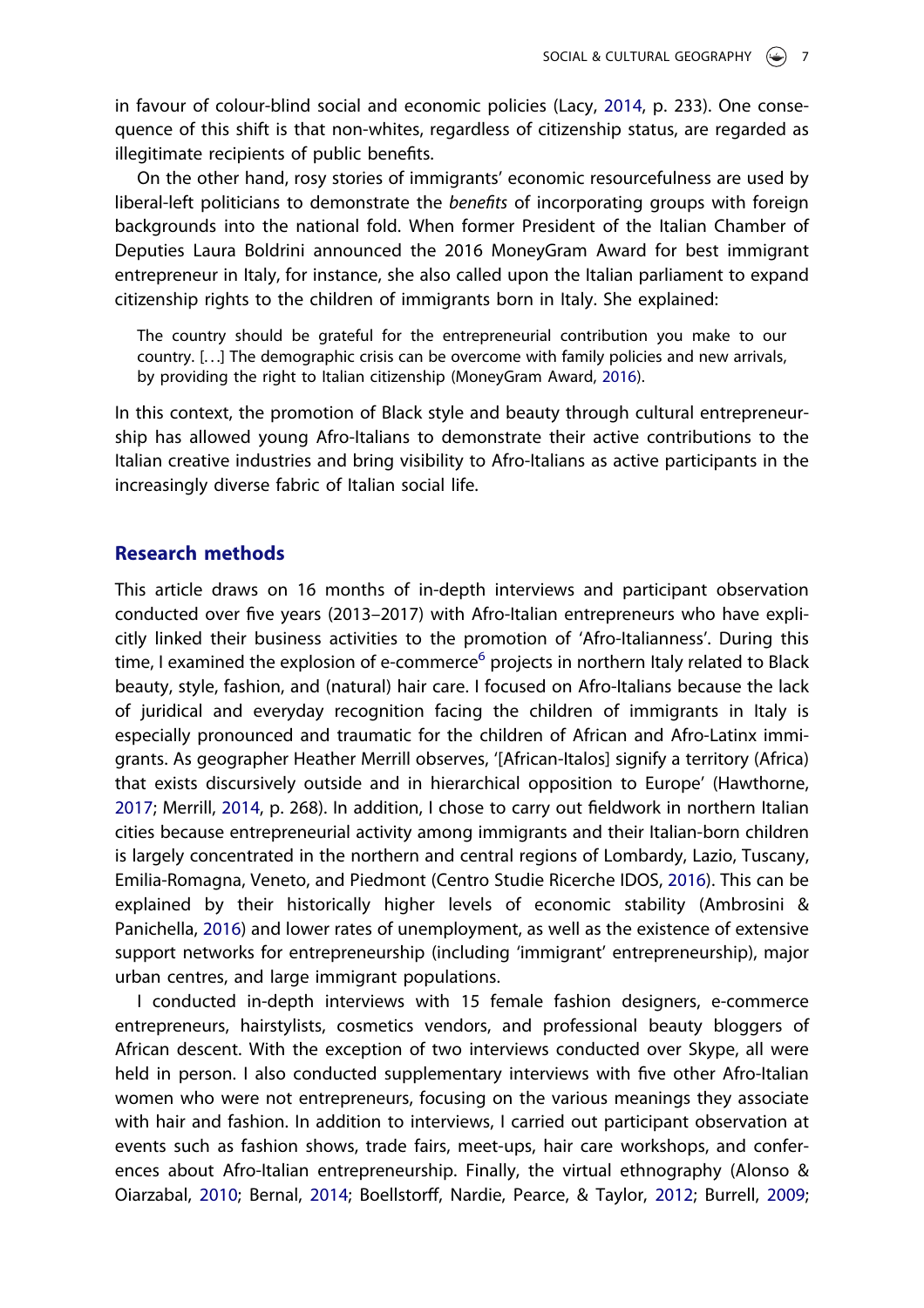in favour of colour-blind social and economic policies (Lacy, 2014, p. 233). One consequence of this shift is that non-whites, regardless of citizenship status, are regarded as illegitimate recipients of public benefits.

On the other hand, rosy stories of immigrants' economic resourcefulness are used by liberal-left politicians to demonstrate the *benefits* of incorporating groups with foreign backgrounds into the national fold. When former President of the Italian Chamber of Deputies Laura Boldrini announced the 2016 MoneyGram Award for best immigrant entrepreneur in Italy, for instance, she also called upon the Italian parliament to expand citizenship rights to the children of immigrants born in Italy. She explained:

> The country should be grateful for the entrepreneurial contribution you make to our country. [...] The demographic crisis can be overcome with family policies and new arrivals, by providing the right to Italian citizenship (MoneyGram Award, 2016).

In this context, the promotion of Black style and beauty through cultural entrepreneurship has allowed young Afro-Italians to demonstrate their active contributions to the Italian creative industries and bring visibility to Afro-Italians as active participants in the increasingly diverse fabric of Italian social life.

## Research methods

This article draws on 16 months of in-depth interviews and participant observation conducted over five years (2013–2017) with Afro-Italian entrepreneurs who have explicitly linked their business activities to the promotion of 'Afro-Italianness'. During this time, I examined the explosion of e-commerce[6] projects in northern Italy related to Black beauty, style, fashion, and (natural) hair care. I focused on Afro-Italians because the lack of juridical and everyday recognition facing the children of immigrants in Italy is especially pronounced and traumatic for the children of African and Afro-Latinx immigrants. As geographer Heather Merrill observes, '[African-Italos] signify a territory (Africa) that exists discursively outside and in hierarchical opposition to Europe' (Hawthorne, 2017; Merrill, 2014, p. 268). In addition, I chose to carry out fieldwork in northern Italian cities because entrepreneurial activity among immigrants and their Italian-born children is largely concentrated in the northern and central regions of Lombardy, Lazio, Tuscany, Emilia-Romagna, Veneto, and Piedmont (Centro Studie Ricerche IDOS, 2016). This can be explained by their historically higher levels of economic stability (Ambrosini & Panichella, 2016) and lower rates of unemployment, as well as the existence of extensive support networks for entrepreneurship (including 'immigrant' entrepreneurship), major urban centres, and large immigrant populations.

I conducted in-depth interviews with 15 female fashion designers, e-commerce entrepreneurs, hairstylists, cosmetics vendors, and professional beauty bloggers of African descent. With the exception of two interviews conducted over Skype, all were held in person. I also conducted supplementary interviews with five other Afro-Italian women who were not entrepreneurs, focusing on the various meanings they associate with hair and fashion. In addition to interviews, I carried out participant observation at events such as fashion shows, trade fairs, meet-ups, hair care workshops, and conferences about Afro-Italian entrepreneurship. Finally, the virtual ethnography (Alonso & Oiarzabal, 2010; Bernal, 2014; Boellstorff, Nardie, Pearce, & Taylor, 2012; Burrell, 2009;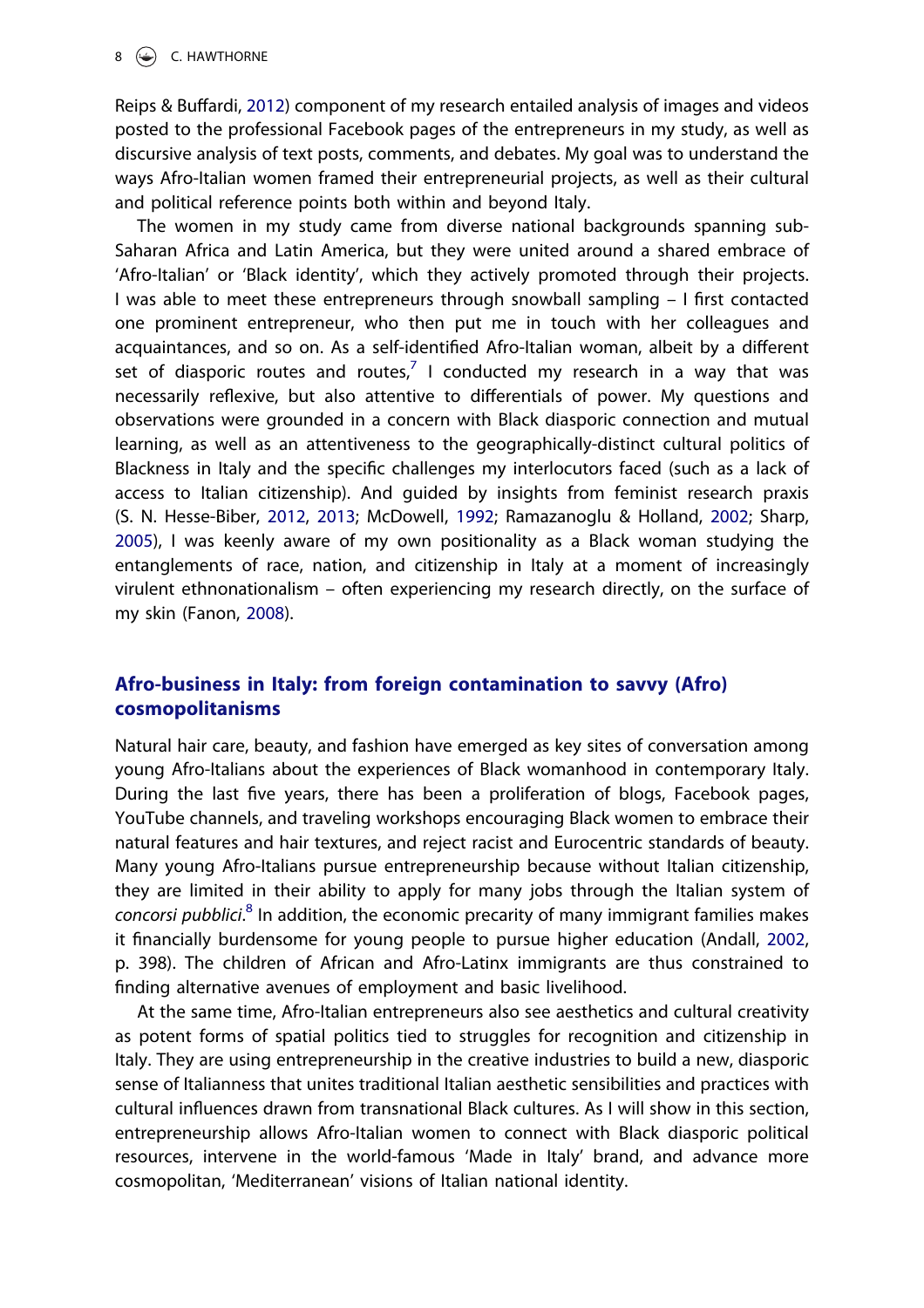Reips & Buffardi, 2012) component of my research entailed analysis of images and videos posted to the professional Facebook pages of the entrepreneurs in my study, as well as discursive analysis of text posts, comments, and debates. My goal was to understand the ways Afro-Italian women framed their entrepreneurial projects, as well as their cultural and political reference points both within and beyond Italy.

The women in my study came from diverse national backgrounds spanning sub-Saharan Africa and Latin America, but they were united around a shared embrace of 'Afro-Italian' or 'Black identity', which they actively promoted through their projects. I was able to meet these entrepreneurs through snowball sampling – I first contacted one prominent entrepreneur, who then put me in touch with her colleagues and acquaintances, and so on. As a self-identified Afro-Italian woman, albeit by a different set of diasporic routes and routes,[7] I conducted my research in a way that was necessarily reflexive, but also attentive to differentials of power. My questions and observations were grounded in a concern with Black diasporic connection and mutual learning, as well as an attentiveness to the geographically-distinct cultural politics of Blackness in Italy and the specific challenges my interlocutors faced (such as a lack of access to Italian citizenship). And guided by insights from feminist research praxis (S. N. Hesse-Biber, 2012, 2013; McDowell, 1992; Ramazanoglu & Holland, 2002; Sharp, 2005), I was keenly aware of my own positionality as a Black woman studying the entanglements of race, nation, and citizenship in Italy at a moment of increasingly virulent ethnonationalism – often experiencing my research directly, on the surface of my skin (Fanon, 2008).

## Afro-business in Italy: from foreign contamination to savvy (Afro) cosmopolitanisms

Natural hair care, beauty, and fashion have emerged as key sites of conversation among young Afro-Italians about the experiences of Black womanhood in contemporary Italy. During the last five years, there has been a proliferation of blogs, Facebook pages, YouTube channels, and traveling workshops encouraging Black women to embrace their natural features and hair textures, and reject racist and Eurocentric standards of beauty. Many young Afro-Italians pursue entrepreneurship because without Italian citizenship, they are limited in their ability to apply for many jobs through the Italian system of *concorsi pubblici*.[8] In addition, the economic precarity of many immigrant families makes it financially burdensome for young people to pursue higher education (Andall, 2002, p. 398). The children of African and Afro-Latinx immigrants are thus constrained to finding alternative avenues of employment and basic livelihood.

At the same time, Afro-Italian entrepreneurs also see aesthetics and cultural creativity as potent forms of spatial politics tied to struggles for recognition and citizenship in Italy. They are using entrepreneurship in the creative industries to build a new, diasporic sense of Italianness that unites traditional Italian aesthetic sensibilities and practices with cultural influences drawn from transnational Black cultures. As I will show in this section, entrepreneurship allows Afro-Italian women to connect with Black diasporic political resources, intervene in the world-famous 'Made in Italy' brand, and advance more cosmopolitan, 'Mediterranean' visions of Italian national identity.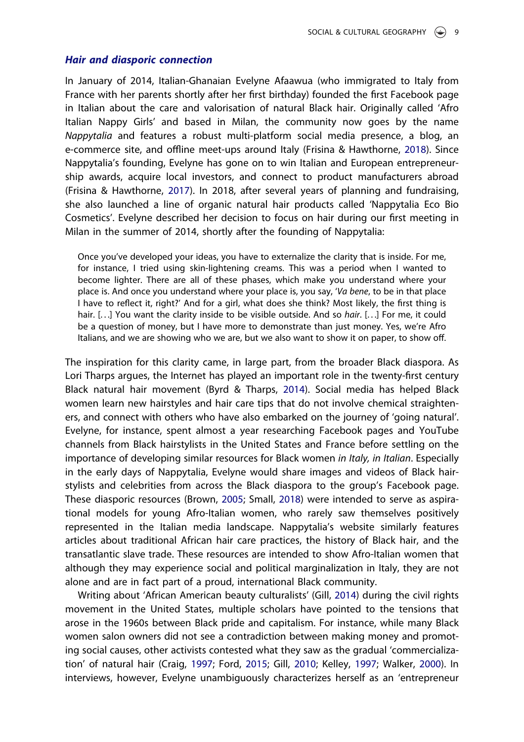### *Hair and diasporic connection*

In January of 2014, Italian-Ghanaian Evelyne Afaawua (who immigrated to Italy from France with her parents shortly after her first birthday) founded the first Facebook page in Italian about the care and valorisation of natural Black hair. Originally called 'Afro Italian Nappy Girls' and based in Milan, the community now goes by the name *Nappytalia* and features a robust multi-platform social media presence, a blog, an e-commerce site, and offline meet-ups around Italy (Frisina & Hawthorne, 2018). Since Nappytalia's founding, Evelyne has gone on to win Italian and European entrepreneurship awards, acquire local investors, and connect to product manufacturers abroad (Frisina & Hawthorne, 2017). In 2018, after several years of planning and fundraising, she also launched a line of organic natural hair products called 'Nappytalia Eco Bio Cosmetics'. Evelyne described her decision to focus on hair during our first meeting in Milan in the summer of 2014, shortly after the founding of Nappytalia:

> Once you've developed your ideas, you have to externalize the clarity that is inside. For me, for instance, I tried using skin-lightening creams. This was a period when I wanted to become lighter. There are all of these phases, which make you understand where your place is. And once you understand where your place is, you say, '*Va bene*, to be in that place I have to reflect it, right?' And for a girl, what does she think? Most likely, the first thing is hair. [...] You want the clarity inside to be visible outside. And so *hair*. [...] For me, it could be a question of money, but I have more to demonstrate than just money. Yes, we're Afro Italians, and we are showing who we are, but we also want to show it on paper, to show off.

The inspiration for this clarity came, in large part, from the broader Black diaspora. As Lori Tharps argues, the Internet has played an important role in the twenty-first century Black natural hair movement (Byrd & Tharps, 2014). Social media has helped Black women learn new hairstyles and hair care tips that do not involve chemical straighteners, and connect with others who have also embarked on the journey of 'going natural'. Evelyne, for instance, spent almost a year researching Facebook pages and YouTube channels from Black hairstylists in the United States and France before settling on the importance of developing similar resources for Black women *in Italy, in Italian*. Especially in the early days of Nappytalia, Evelyne would share images and videos of Black hairstylists and celebrities from across the Black diaspora to the group's Facebook page. These diasporic resources (Brown, 2005; Small, 2018) were intended to serve as aspirational models for young Afro-Italian women, who rarely saw themselves positively represented in the Italian media landscape. Nappytalia's website similarly features articles about traditional African hair care practices, the history of Black hair, and the transatlantic slave trade. These resources are intended to show Afro-Italian women that although they may experience social and political marginalization in Italy, they are not alone and are in fact part of a proud, international Black community.

Writing about 'African American beauty culturalists' (Gill, 2014) during the civil rights movement in the United States, multiple scholars have pointed to the tensions that arose in the 1960s between Black pride and capitalism. For instance, while many Black women salon owners did not see a contradiction between making money and promoting social causes, other activists contested what they saw as the gradual 'commercialization' of natural hair (Craig, 1997; Ford, 2015; Gill, 2010; Kelley, 1997; Walker, 2000). In interviews, however, Evelyne unambiguously characterizes herself as an 'entrepreneur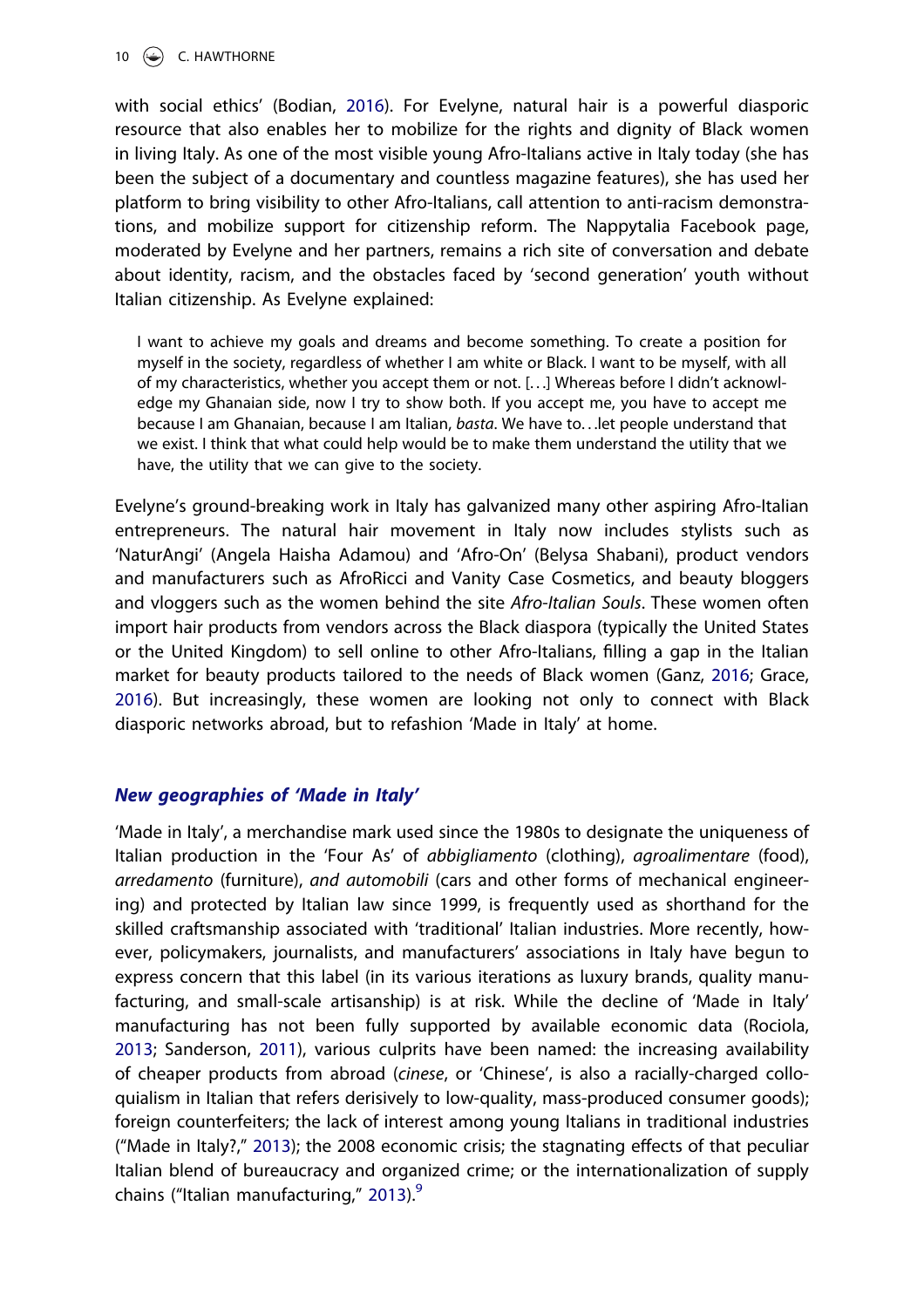with social ethics' (Bodian, 2016). For Evelyne, natural hair is a powerful diasporic resource that also enables her to mobilize for the rights and dignity of Black women in living Italy. As one of the most visible young Afro-Italians active in Italy today (she has been the subject of a documentary and countless magazine features), she has used her platform to bring visibility to other Afro-Italians, call attention to anti-racism demonstrations, and mobilize support for citizenship reform. The Nappytalia Facebook page, moderated by Evelyne and her partners, remains a rich site of conversation and debate about identity, racism, and the obstacles faced by 'second generation' youth without Italian citizenship. As Evelyne explained:

> I want to achieve my goals and dreams and become something. To create a position for myself in the society, regardless of whether I am white or Black. I want to be myself, with all of my characteristics, whether you accept them or not. [...] Whereas before I didn't acknowledge my Ghanaian side, now I try to show both. If you accept me, you have to accept me because I am Ghanaian, because I am Italian, *basta*. We have to...let people understand that we exist. I think that what could help would be to make them understand the utility that we have, the utility that we can give to the society.

Evelyne's ground-breaking work in Italy has galvanized many other aspiring Afro-Italian entrepreneurs. The natural hair movement in Italy now includes stylists such as 'NaturAngi' (Angela Haisha Adamou) and 'Afro-On' (Belysa Shabani), product vendors and manufacturers such as AfroRicci and Vanity Case Cosmetics, and beauty bloggers and vloggers such as the women behind the site *Afro-Italian Souls*. These women often import hair products from vendors across the Black diaspora (typically the United States or the United Kingdom) to sell online to other Afro-Italians, filling a gap in the Italian market for beauty products tailored to the needs of Black women (Ganz, 2016; Grace, 2016). But increasingly, these women are looking not only to connect with Black diasporic networks abroad, but to refashion 'Made in Italy' at home.

## *New geographies of 'Made in Italy'*

'Made in Italy', a merchandise mark used since the 1980s to designate the uniqueness of Italian production in the 'Four As' of *abbigliamento* (clothing), *agroalimentare* (food), *arredamento* (furniture), *and automobili* (cars and other forms of mechanical engineering) and protected by Italian law since 1999, is frequently used as shorthand for the skilled craftsmanship associated with 'traditional' Italian industries. More recently, however, policymakers, journalists, and manufacturers' associations in Italy have begun to express concern that this label (in its various iterations as luxury brands, quality manufacturing, and small-scale artisanship) is at risk. While the decline of 'Made in Italy' manufacturing has not been fully supported by available economic data (Rociola, 2013; Sanderson, 2011), various culprits have been named: the increasing availability of cheaper products from abroad (*cinese*, or 'Chinese', is also a racially-charged colloquialism in Italian that refers derisively to low-quality, mass-produced consumer goods); foreign counterfeiters; the lack of interest among young Italians in traditional industries ("Made in Italy?," 2013); the 2008 economic crisis; the stagnating effects of that peculiar Italian blend of bureaucracy and organized crime; or the internationalization of supply chains ("Italian manufacturing," 2013).[9]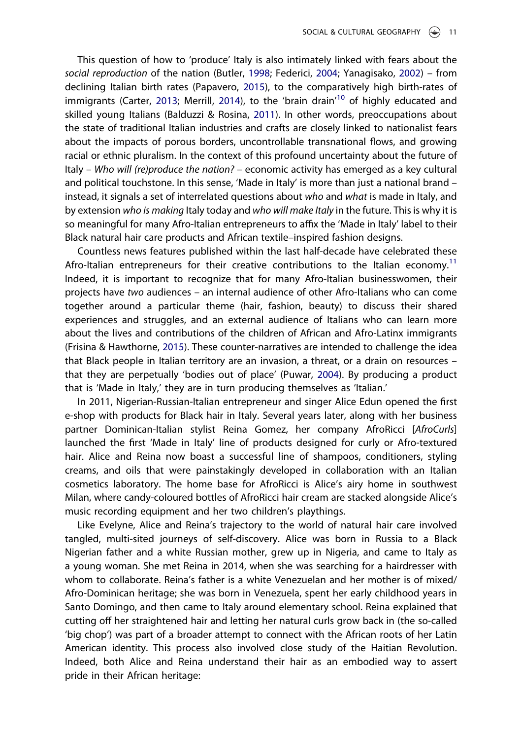This question of how to 'produce' Italy is also intimately linked with fears about the *social reproduction* of the nation (Butler, 1998; Federici, 2004; Yanagisako, 2002) – from declining Italian birth rates (Papavero, 2015), to the comparatively high birth-rates of immigrants (Carter, 2013; Merrill, 2014), to the 'brain drain'[10] of highly educated and skilled young Italians (Balduzzi & Rosina, 2011). In other words, preoccupations about the state of traditional Italian industries and crafts are closely linked to nationalist fears about the impacts of porous borders, uncontrollable transnational flows, and growing racial or ethnic pluralism. In the context of this profound uncertainty about the future of Italy – *Who will (re)produce the nation?* – economic activity has emerged as a key cultural and political touchstone. In this sense, 'Made in Italy' is more than just a national brand – instead, it signals a set of interrelated questions about *who* and *what* is made in Italy, and by extension *who is making* Italy today and *who will make Italy* in the future. This is why it is so meaningful for many Afro-Italian entrepreneurs to affix the 'Made in Italy' label to their Black natural hair care products and African textile–inspired fashion designs.

Countless news features published within the last half-decade have celebrated these Afro-Italian entrepreneurs for their creative contributions to the Italian economy.[11] Indeed, it is important to recognize that for many Afro-Italian businesswomen, their projects have *two* audiences – an internal audience of other Afro-Italians who can come together around a particular theme (hair, fashion, beauty) to discuss their shared experiences and struggles, and an external audience of Italians who can learn more about the lives and contributions of the children of African and Afro-Latinx immigrants (Frisina & Hawthorne, 2015). These counter-narratives are intended to challenge the idea that Black people in Italian territory are an invasion, a threat, or a drain on resources – that they are perpetually 'bodies out of place' (Puwar, 2004). By producing a product that is 'Made in Italy,' they are in turn producing themselves as 'Italian.'

In 2011, Nigerian-Russian-Italian entrepreneur and singer Alice Edun opened the first e-shop with products for Black hair in Italy. Several years later, along with her business partner Dominican-Italian stylist Reina Gomez, her company AfroRicci [*AfroCurls*] launched the first 'Made in Italy' line of products designed for curly or Afro-textured hair. Alice and Reina now boast a successful line of shampoos, conditioners, styling creams, and oils that were painstakingly developed in collaboration with an Italian cosmetics laboratory. The home base for AfroRicci is Alice's airy home in southwest Milan, where candy-coloured bottles of AfroRicci hair cream are stacked alongside Alice's music recording equipment and her two children's playthings.

Like Evelyne, Alice and Reina's trajectory to the world of natural hair care involved tangled, multi-sited journeys of self-discovery. Alice was born in Russia to a Black Nigerian father and a white Russian mother, grew up in Nigeria, and came to Italy as a young woman. She met Reina in 2014, when she was searching for a hairdresser with whom to collaborate. Reina's father is a white Venezuelan and her mother is of mixed/Afro-Dominican heritage; she was born in Venezuela, spent her early childhood years in Santo Domingo, and then came to Italy around elementary school. Reina explained that cutting off her straightened hair and letting her natural curls grow back in (the so-called 'big chop') was part of a broader attempt to connect with the African roots of her Latin American identity. This process also involved close study of the Haitian Revolution. Indeed, both Alice and Reina understand their hair as an embodied way to assert pride in their African heritage: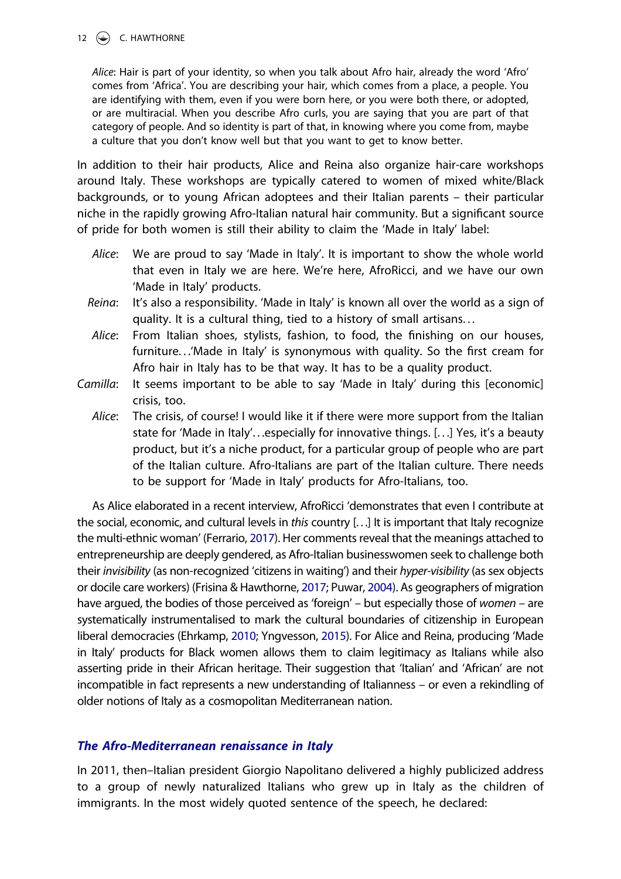*Alice*: Hair is part of your identity, so when you talk about Afro hair, already the word 'Afro' comes from 'Africa'. You are describing your hair, which comes from a place, a people. You are identifying with them, even if you were born here, or you were both there, or adopted, or are multiracial. When you describe Afro curls, you are saying that you are part of that category of people. And so identity is part of that, in knowing where you come from, maybe a culture that you don't know well but that you want to get to know better.

In addition to their hair products, Alice and Reina also organize hair-care workshops around Italy. These workshops are typically catered to women of mixed white/Black backgrounds, or to young African adoptees and their Italian parents – their particular niche in the rapidly growing Afro-Italian natural hair community. But a significant source of pride for both women is still their ability to claim the 'Made in Italy' label:

*Alice*: We are proud to say 'Made in Italy'. It is important to show the whole world that even in Italy we are here. We're here, AfroRicci, and we have our own 'Made in Italy' products.

*Reina*: It's also a responsibility. 'Made in Italy' is known all over the world as a sign of quality. It is a cultural thing, tied to a history of small artisans…

*Alice*: From Italian shoes, stylists, fashion, to food, the finishing on our houses, furniture…'Made in Italy' is synonymous with quality. So the first cream for Afro hair in Italy has to be that way. It has to be a quality product.

*Camilla*: It seems important to be able to say 'Made in Italy' during this [economic] crisis, too.

*Alice*: The crisis, of course! I would like it if there were more support from the Italian state for 'Made in Italy'…especially for innovative things. […] Yes, it's a beauty product, but it's a niche product, for a particular group of people who are part of the Italian culture. Afro-Italians are part of the Italian culture. There needs to be support for 'Made in Italy' products for Afro-Italians, too.

As Alice elaborated in a recent interview, AfroRicci 'demonstrates that even I contribute at the social, economic, and cultural levels in *this* country […] It is important that Italy recognize the multi-ethnic woman' (Ferrario, 2017). Her comments reveal that the meanings attached to entrepreneurship are deeply gendered, as Afro-Italian businesswomen seek to challenge both their *invisibility* (as non-recognized 'citizens in waiting') and their *hyper-visibility* (as sex objects or docile care workers) (Frisina & Hawthorne, 2017; Puwar, 2004). As geographers of migration have argued, the bodies of those perceived as 'foreign' – but especially those of *women* – are systematically instrumentalised to mark the cultural boundaries of citizenship in European liberal democracies (Ehrkamp, 2010; Yngvesson, 2015). For Alice and Reina, producing 'Made in Italy' products for Black women allows them to claim legitimacy as Italians while also asserting pride in their African heritage. Their suggestion that 'Italian' and 'African' are not incompatible in fact represents a new understanding of Italianness – or even a rekindling of older notions of Italy as a cosmopolitan Mediterranean nation.

## *The Afro-Mediterranean renaissance in Italy*

In 2011, then–Italian president Giorgio Napolitano delivered a highly publicized address to a group of newly naturalized Italians who grew up in Italy as the children of immigrants. In the most widely quoted sentence of the speech, he declared: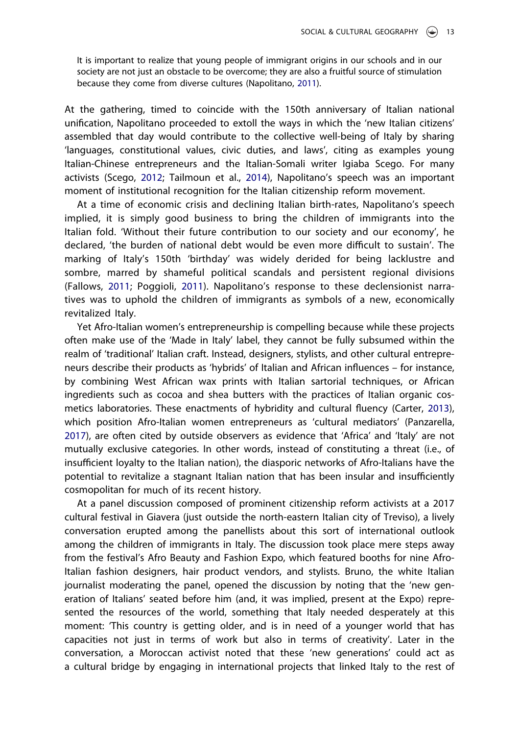> It is important to realize that young people of immigrant origins in our schools and in our society are not just an obstacle to be overcome; they are also a fruitful source of stimulation because they come from diverse cultures (Napolitano, 2011).

At the gathering, timed to coincide with the 150th anniversary of Italian national unification, Napolitano proceeded to extoll the ways in which the 'new Italian citizens' assembled that day would contribute to the collective well-being of Italy by sharing 'languages, constitutional values, civic duties, and laws', citing as examples young Italian-Chinese entrepreneurs and the Italian-Somali writer Igiaba Scego. For many activists (Scego, 2012; Tailmoun et al., 2014), Napolitano's speech was an important moment of institutional recognition for the Italian citizenship reform movement.

At a time of economic crisis and declining Italian birth-rates, Napolitano's speech implied, it is simply good business to bring the children of immigrants into the Italian fold. 'Without their future contribution to our society and our economy', he declared, 'the burden of national debt would be even more difficult to sustain'. The marking of Italy's 150th 'birthday' was widely derided for being lacklustre and sombre, marred by shameful political scandals and persistent regional divisions (Fallows, 2011; Poggioli, 2011). Napolitano's response to these declensionist narratives was to uphold the children of immigrants as symbols of a new, economically revitalized Italy.

Yet Afro-Italian women's entrepreneurship is compelling because while these projects often make use of the 'Made in Italy' label, they cannot be fully subsumed within the realm of 'traditional' Italian craft. Instead, designers, stylists, and other cultural entrepreneurs describe their products as 'hybrids' of Italian and African influences – for instance, by combining West African wax prints with Italian sartorial techniques, or African ingredients such as cocoa and shea butters with the practices of Italian organic cosmetics laboratories. These enactments of hybridity and cultural fluency (Carter, 2013), which position Afro-Italian women entrepreneurs as 'cultural mediators' (Panzarella, 2017), are often cited by outside observers as evidence that 'Africa' and 'Italy' are not mutually exclusive categories. In other words, instead of constituting a threat (i.e., of insufficient loyalty to the Italian nation), the diasporic networks of Afro-Italians have the potential to revitalize a stagnant Italian nation that has been insular and insufficiently cosmopolitan for much of its recent history.

At a panel discussion composed of prominent citizenship reform activists at a 2017 cultural festival in Giavera (just outside the north-eastern Italian city of Treviso), a lively conversation erupted among the panellists about this sort of international outlook among the children of immigrants in Italy. The discussion took place mere steps away from the festival's Afro Beauty and Fashion Expo, which featured booths for nine Afro-Italian fashion designers, hair product vendors, and stylists. Bruno, the white Italian journalist moderating the panel, opened the discussion by noting that the 'new generation of Italians' seated before him (and, it was implied, present at the Expo) represented the resources of the world, something that Italy needed desperately at this moment: 'This country is getting older, and is in need of a younger world that has capacities not just in terms of work but also in terms of creativity'. Later in the conversation, a Moroccan activist noted that these 'new generations' could act as a cultural bridge by engaging in international projects that linked Italy to the rest of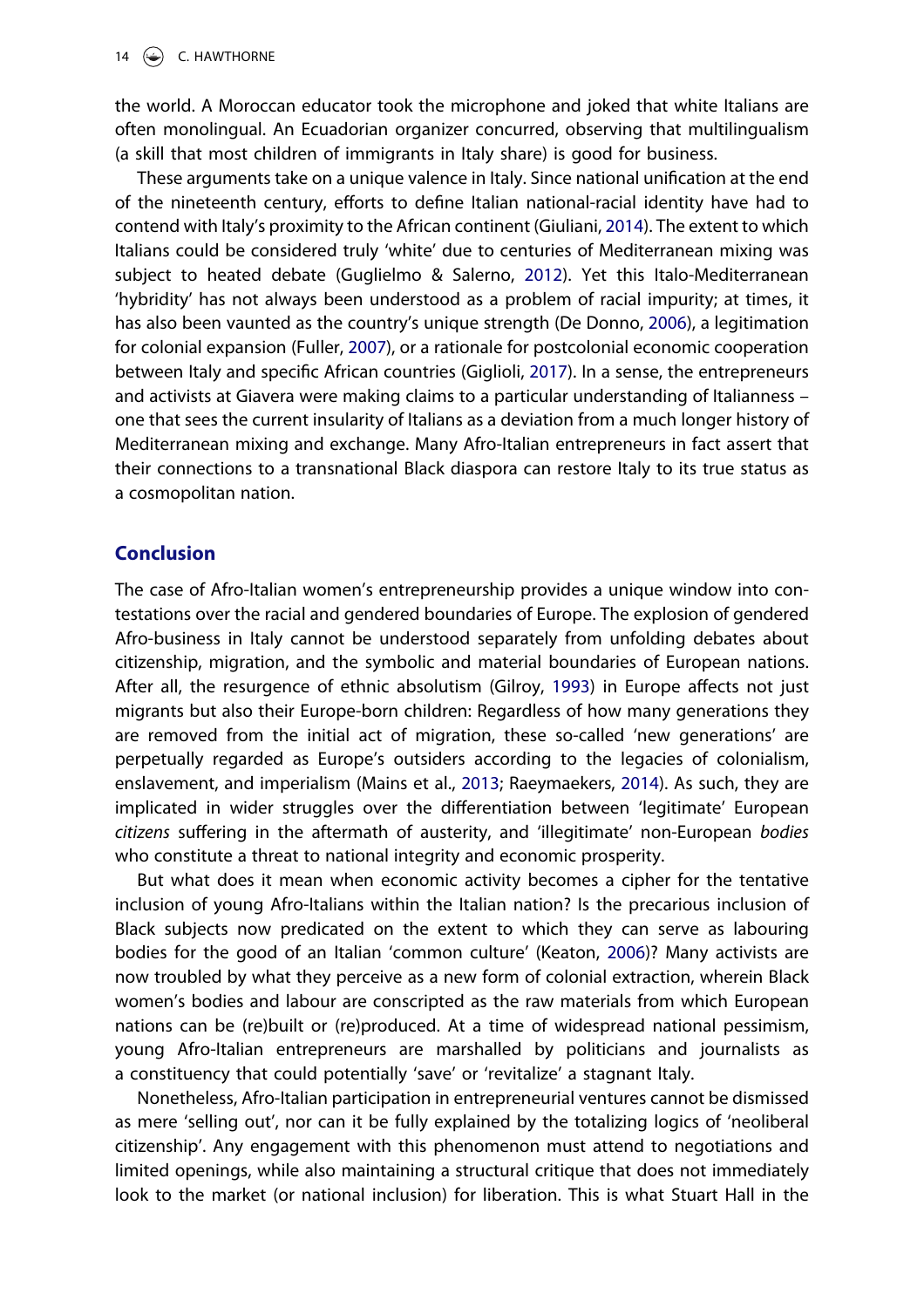the world. A Moroccan educator took the microphone and joked that white Italians are often monolingual. An Ecuadorian organizer concurred, observing that multilingualism (a skill that most children of immigrants in Italy share) is good for business.

These arguments take on a unique valence in Italy. Since national unification at the end of the nineteenth century, efforts to define Italian national-racial identity have had to contend with Italy's proximity to the African continent (Giuliani, 2014). The extent to which Italians could be considered truly 'white' due to centuries of Mediterranean mixing was subject to heated debate (Guglielmo & Salerno, 2012). Yet this Italo-Mediterranean 'hybridity' has not always been understood as a problem of racial impurity; at times, it has also been vaunted as the country's unique strength (De Donno, 2006), a legitimation for colonial expansion (Fuller, 2007), or a rationale for postcolonial economic cooperation between Italy and specific African countries (Giglioli, 2017). In a sense, the entrepreneurs and activists at Giavera were making claims to a particular understanding of Italianness – one that sees the current insularity of Italians as a deviation from a much longer history of Mediterranean mixing and exchange. Many Afro-Italian entrepreneurs in fact assert that their connections to a transnational Black diaspora can restore Italy to its true status as a cosmopolitan nation.

## Conclusion

The case of Afro-Italian women's entrepreneurship provides a unique window into contestations over the racial and gendered boundaries of Europe. The explosion of gendered Afro-business in Italy cannot be understood separately from unfolding debates about citizenship, migration, and the symbolic and material boundaries of European nations. After all, the resurgence of ethnic absolutism (Gilroy, 1993) in Europe affects not just migrants but also their Europe-born children: Regardless of how many generations they are removed from the initial act of migration, these so-called 'new generations' are perpetually regarded as Europe's outsiders according to the legacies of colonialism, enslavement, and imperialism (Mains et al., 2013; Raeymaekers, 2014). As such, they are implicated in wider struggles over the differentiation between 'legitimate' European *citizens* suffering in the aftermath of austerity, and 'illegitimate' non-European *bodies* who constitute a threat to national integrity and economic prosperity.

But what does it mean when economic activity becomes a cipher for the tentative inclusion of young Afro-Italians within the Italian nation? Is the precarious inclusion of Black subjects now predicated on the extent to which they can serve as labouring bodies for the good of an Italian 'common culture' (Keaton, 2006)? Many activists are now troubled by what they perceive as a new form of colonial extraction, wherein Black women's bodies and labour are conscripted as the raw materials from which European nations can be (re)built or (re)produced. At a time of widespread national pessimism, young Afro-Italian entrepreneurs are marshalled by politicians and journalists as a constituency that could potentially 'save' or 'revitalize' a stagnant Italy.

Nonetheless, Afro-Italian participation in entrepreneurial ventures cannot be dismissed as mere 'selling out', nor can it be fully explained by the totalizing logics of 'neoliberal citizenship'. Any engagement with this phenomenon must attend to negotiations and limited openings, while also maintaining a structural critique that does not immediately look to the market (or national inclusion) for liberation. This is what Stuart Hall in the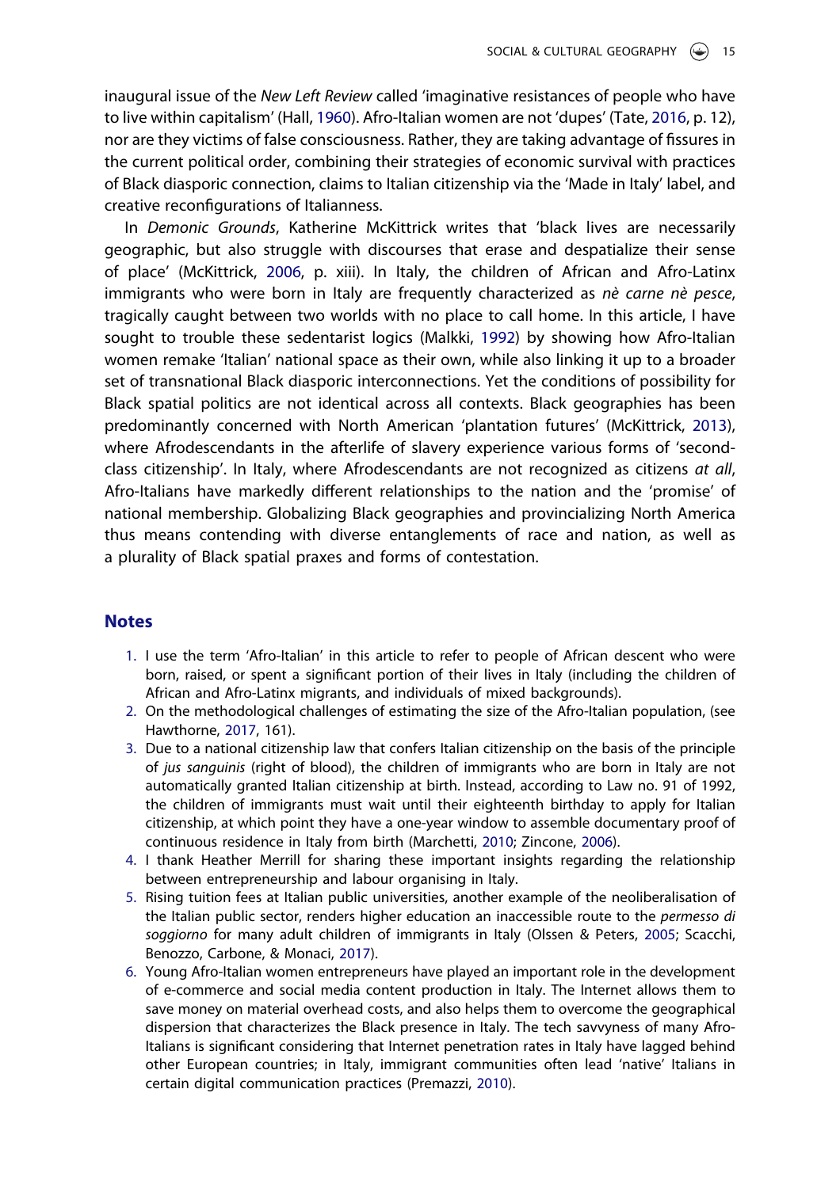inaugural issue of the *New Left Review* called 'imaginative resistances of people who have to live within capitalism' (Hall, 1960). Afro-Italian women are not 'dupes' (Tate, 2016, p. 12), nor are they victims of false consciousness. Rather, they are taking advantage of fissures in the current political order, combining their strategies of economic survival with practices of Black diasporic connection, claims to Italian citizenship via the 'Made in Italy' label, and creative reconfigurations of Italianness.

In *Demonic Grounds*, Katherine McKittrick writes that 'black lives are necessarily geographic, but also struggle with discourses that erase and despatialize their sense of place' (McKittrick, 2006, p. xiii). In Italy, the children of African and Afro-Latinx immigrants who were born in Italy are frequently characterized as *nè carne nè pesce*, tragically caught between two worlds with no place to call home. In this article, I have sought to trouble these sedentarist logics (Malkki, 1992) by showing how Afro-Italian women remake 'Italian' national space as their own, while also linking it up to a broader set of transnational Black diasporic interconnections. Yet the conditions of possibility for Black spatial politics are not identical across all contexts. Black geographies has been predominantly concerned with North American 'plantation futures' (McKittrick, 2013), where Afrodescendants in the afterlife of slavery experience various forms of 'second-class citizenship'. In Italy, where Afrodescendants are not recognized as citizens *at all*, Afro-Italians have markedly different relationships to the nation and the 'promise' of national membership. Globalizing Black geographies and provincializing North America thus means contending with diverse entanglements of race and nation, as well as a plurality of Black spatial praxes and forms of contestation.

## Notes

1. I use the term 'Afro-Italian' in this article to refer to people of African descent who were born, raised, or spent a significant portion of their lives in Italy (including the children of African and Afro-Latinx migrants, and individuals of mixed backgrounds).
2. On the methodological challenges of estimating the size of the Afro-Italian population, (see Hawthorne, 2017, 161).
3. Due to a national citizenship law that confers Italian citizenship on the basis of the principle of *jus sanguinis* (right of blood), the children of immigrants who are born in Italy are not automatically granted Italian citizenship at birth. Instead, according to Law no. 91 of 1992, the children of immigrants must wait until their eighteenth birthday to apply for Italian citizenship, at which point they have a one-year window to assemble documentary proof of continuous residence in Italy from birth (Marchetti, 2010; Zincone, 2006).
4. I thank Heather Merrill for sharing these important insights regarding the relationship between entrepreneurship and labour organising in Italy.
5. Rising tuition fees at Italian public universities, another example of the neoliberalisation of the Italian public sector, renders higher education an inaccessible route to the *permesso di soggiorno* for many adult children of immigrants in Italy (Olssen & Peters, 2005; Scacchi, Benozzo, Carbone, & Monaci, 2017).
6. Young Afro-Italian women entrepreneurs have played an important role in the development of e-commerce and social media content production in Italy. The Internet allows them to save money on material overhead costs, and also helps them to overcome the geographical dispersion that characterizes the Black presence in Italy. The tech savvyness of many Afro-Italians is significant considering that Internet penetration rates in Italy have lagged behind other European countries; in Italy, immigrant communities often lead 'native' Italians in certain digital communication practices (Premazzi, 2010).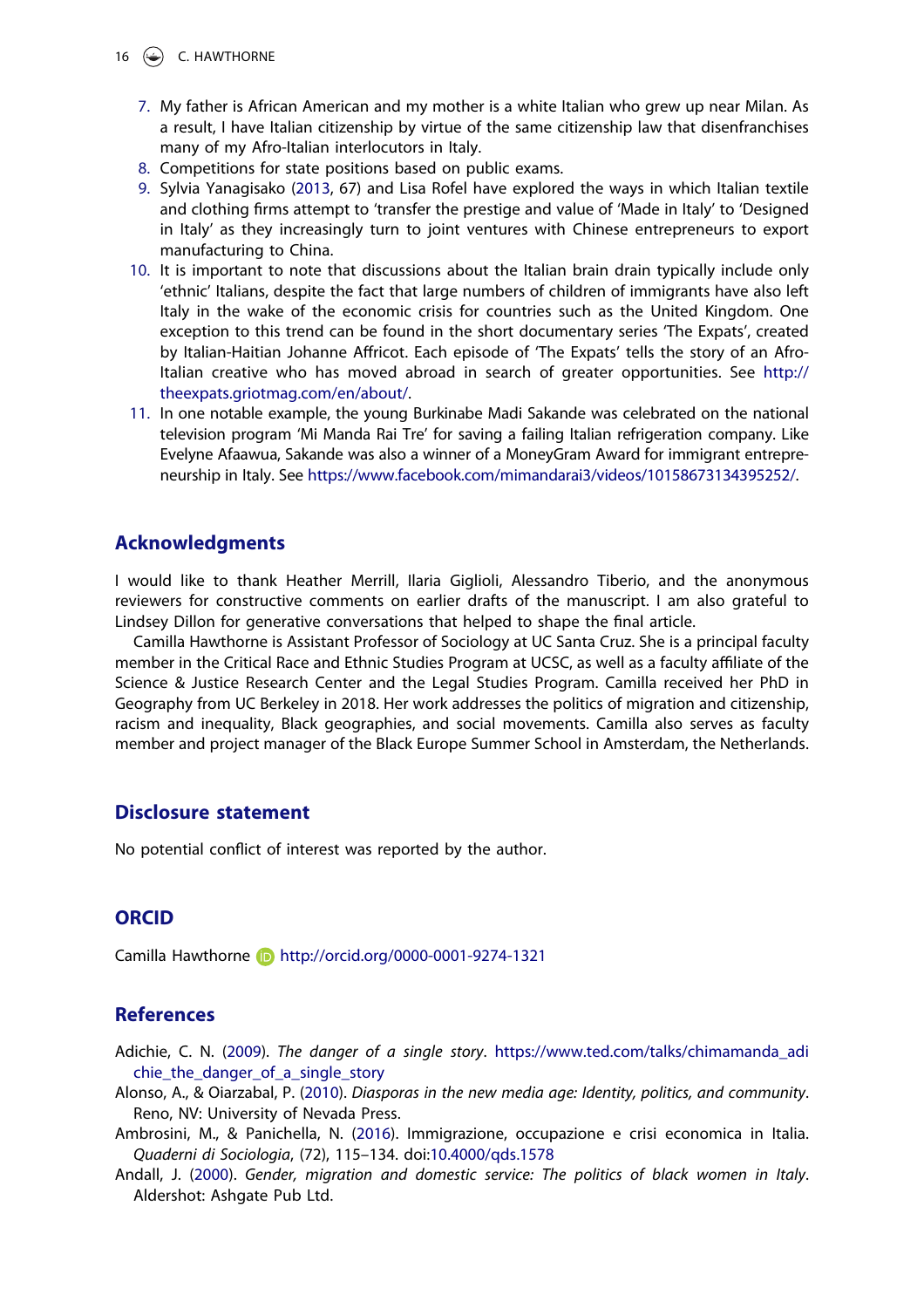7. My father is African American and my mother is a white Italian who grew up near Milan. As a result, I have Italian citizenship by virtue of the same citizenship law that disenfranchises many of my Afro-Italian interlocutors in Italy.
8. Competitions for state positions based on public exams.
9. Sylvia Yanagisako (2013, 67) and Lisa Rofel have explored the ways in which Italian textile and clothing firms attempt to 'transfer the prestige and value of 'Made in Italy' to 'Designed in Italy' as they increasingly turn to joint ventures with Chinese entrepreneurs to export manufacturing to China.
10. It is important to note that discussions about the Italian brain drain typically include only 'ethnic' Italians, despite the fact that large numbers of children of immigrants have also left Italy in the wake of the economic crisis for countries such as the United Kingdom. One exception to this trend can be found in the short documentary series 'The Expats', created by Italian-Haitian Johanne Affricot. Each episode of 'The Expats' tells the story of an Afro-Italian creative who has moved abroad in search of greater opportunities. See http://theexpats.griotmag.com/en/about/.
11. In one notable example, the young Burkinabe Madi Sakande was celebrated on the national television program 'Mi Manda Rai Tre' for saving a failing Italian refrigeration company. Like Evelyne Afaawua, Sakande was also a winner of a MoneyGram Award for immigrant entrepreneurship in Italy. See https://www.facebook.com/mimandarai3/videos/10158673134395252/.

## Acknowledgments

I would like to thank Heather Merrill, Ilaria Giglioli, Alessandro Tiberio, and the anonymous reviewers for constructive comments on earlier drafts of the manuscript. I am also grateful to Lindsey Dillon for generative conversations that helped to shape the final article.

Camilla Hawthorne is Assistant Professor of Sociology at UC Santa Cruz. She is a principal faculty member in the Critical Race and Ethnic Studies Program at UCSC, as well as a faculty affiliate of the Science & Justice Research Center and the Legal Studies Program. Camilla received her PhD in Geography from UC Berkeley in 2018. Her work addresses the politics of migration and citizenship, racism and inequality, Black geographies, and social movements. Camilla also serves as faculty member and project manager of the Black Europe Summer School in Amsterdam, the Netherlands.

## Disclosure statement

No potential conflict of interest was reported by the author.

## ORCID

Camilla Hawthorne http://orcid.org/0000-0001-9274-1321

## References

Adichie, C. N. (2009). *The danger of a single story*. https://www.ted.com/talks/chimamanda_adichie_the_danger_of_a_single_story

Alonso, A., & Oiarzabal, P. (2010). *Diasporas in the new media age: Identity, politics, and community*. Reno, NV: University of Nevada Press.

Ambrosini, M., & Panichella, N. (2016). Immigrazione, occupazione e crisi economica in Italia. *Quaderni di Sociologia*, (72), 115–134. doi:10.4000/qds.1578

Andall, J. (2000). *Gender, migration and domestic service: The politics of black women in Italy*. Aldershot: Ashgate Pub Ltd.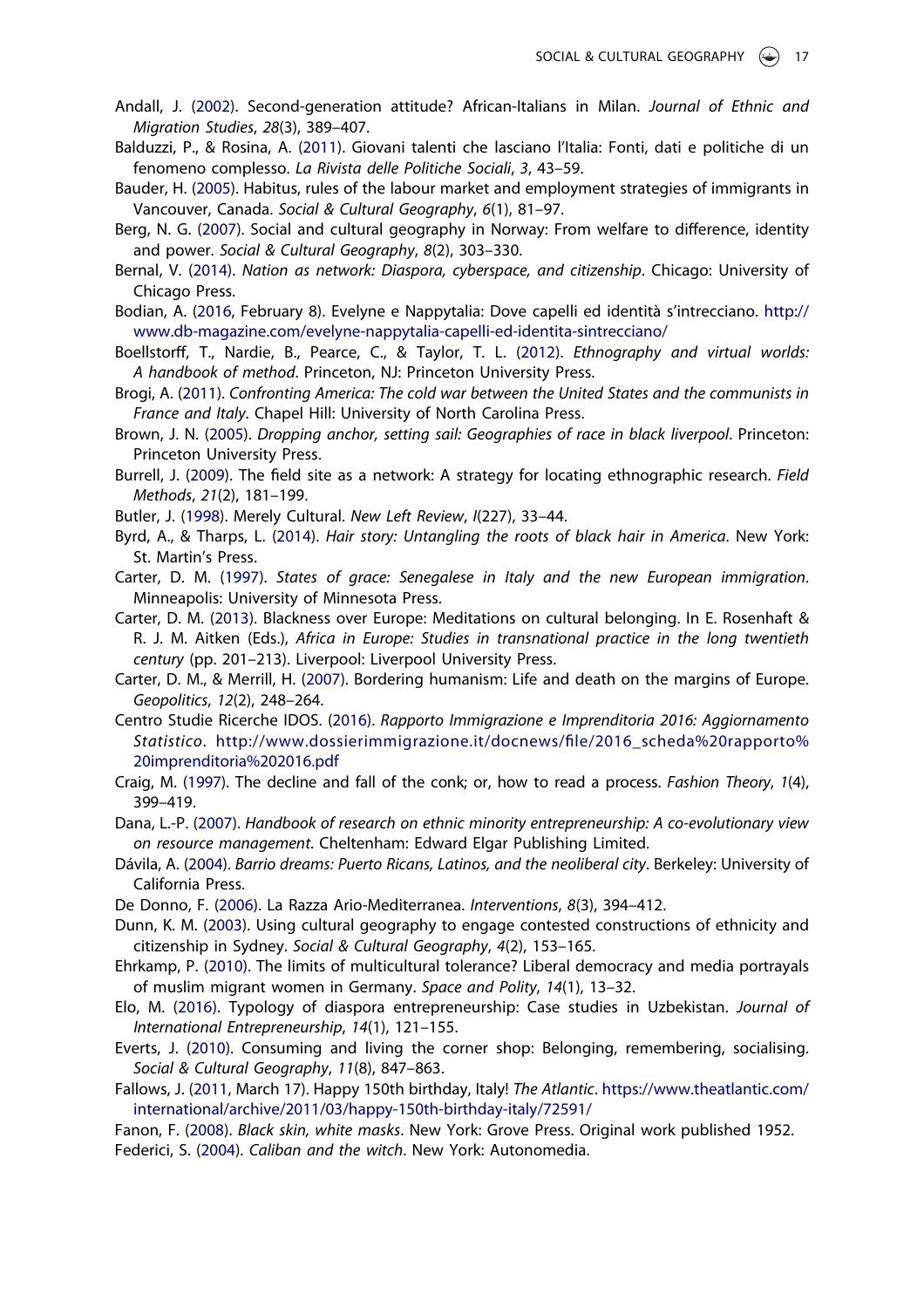Andall, J. (2002). Second-generation attitude? African-Italians in Milan. *Journal of Ethnic and Migration Studies*, *28*(3), 389–407.

Balduzzi, P., & Rosina, A. (2011). Giovani talenti che lasciano l'Italia: Fonti, dati e politiche di un fenomeno complesso. *La Rivista delle Politiche Sociali*, *3*, 43–59.

Bauder, H. (2005). Habitus, rules of the labour market and employment strategies of immigrants in Vancouver, Canada. *Social & Cultural Geography*, *6*(1), 81–97.

Berg, N. G. (2007). Social and cultural geography in Norway: From welfare to difference, identity and power. *Social & Cultural Geography*, *8*(2), 303–330.

Bernal, V. (2014). *Nation as network: Diaspora, cyberspace, and citizenship*. Chicago: University of Chicago Press.

Bodian, A. (2016, February 8). Evelyne e Nappytalia: Dove capelli ed identità s'intrecciano. http://www.db-magazine.com/evelyne-nappytalia-capelli-ed-identita-sintrecciano/

Boellstorff, T., Nardie, B., Pearce, C., & Taylor, T. L. (2012). *Ethnography and virtual worlds: A handbook of method*. Princeton, NJ: Princeton University Press.

Brogi, A. (2011). *Confronting America: The cold war between the United States and the communists in France and Italy*. Chapel Hill: University of North Carolina Press.

Brown, J. N. (2005). *Dropping anchor, setting sail: Geographies of race in black liverpool*. Princeton: Princeton University Press.

Burrell, J. (2009). The field site as a network: A strategy for locating ethnographic research. *Field Methods*, *21*(2), 181–199.

Butler, J. (1998). Merely Cultural. *New Left Review*, *I*(227), 33–44.

Byrd, A., & Tharps, L. (2014). *Hair story: Untangling the roots of black hair in America*. New York: St. Martin's Press.

Carter, D. M. (1997). *States of grace: Senegalese in Italy and the new European immigration*. Minneapolis: University of Minnesota Press.

Carter, D. M. (2013). Blackness over Europe: Meditations on cultural belonging. In E. Rosenhaft & R. J. M. Aitken (Eds.), *Africa in Europe: Studies in transnational practice in the long twentieth century* (pp. 201–213). Liverpool: Liverpool University Press.

Carter, D. M., & Merrill, H. (2007). Bordering humanism: Life and death on the margins of Europe. *Geopolitics*, *12*(2), 248–264.

Centro Studie Ricerche IDOS. (2016). *Rapporto Immigrazione e Imprenditoria 2016: Aggiornamento Statistico*. http://www.dossierimmigrazione.it/docnews/file/2016_scheda%20rapporto%20imprenditoria%202016.pdf

Craig, M. (1997). The decline and fall of the conk; or, how to read a process. *Fashion Theory*, *1*(4), 399–419.

Dana, L.-P. (2007). *Handbook of research on ethnic minority entrepreneurship: A co-evolutionary view on resource management*. Cheltenham: Edward Elgar Publishing Limited.

Dávila, A. (2004). *Barrio dreams: Puerto Ricans, Latinos, and the neoliberal city*. Berkeley: University of California Press.

De Donno, F. (2006). La Razza Ario-Mediterranea. *Interventions*, *8*(3), 394–412.

Dunn, K. M. (2003). Using cultural geography to engage contested constructions of ethnicity and citizenship in Sydney. *Social & Cultural Geography*, *4*(2), 153–165.

Ehrkamp, P. (2010). The limits of multicultural tolerance? Liberal democracy and media portrayals of muslim migrant women in Germany. *Space and Polity*, *14*(1), 13–32.

Elo, M. (2016). Typology of diaspora entrepreneurship: Case studies in Uzbekistan. *Journal of International Entrepreneurship*, *14*(1), 121–155.

Everts, J. (2010). Consuming and living the corner shop: Belonging, remembering, socialising. *Social & Cultural Geography*, *11*(8), 847–863.

Fallows, J. (2011, March 17). Happy 150th birthday, Italy! *The Atlantic*. https://www.theatlantic.com/international/archive/2011/03/happy-150th-birthday-italy/72591/

Fanon, F. (2008). *Black skin, white masks*. New York: Grove Press. Original work published 1952.

Federici, S. (2004). *Caliban and the witch*. New York: Autonomedia.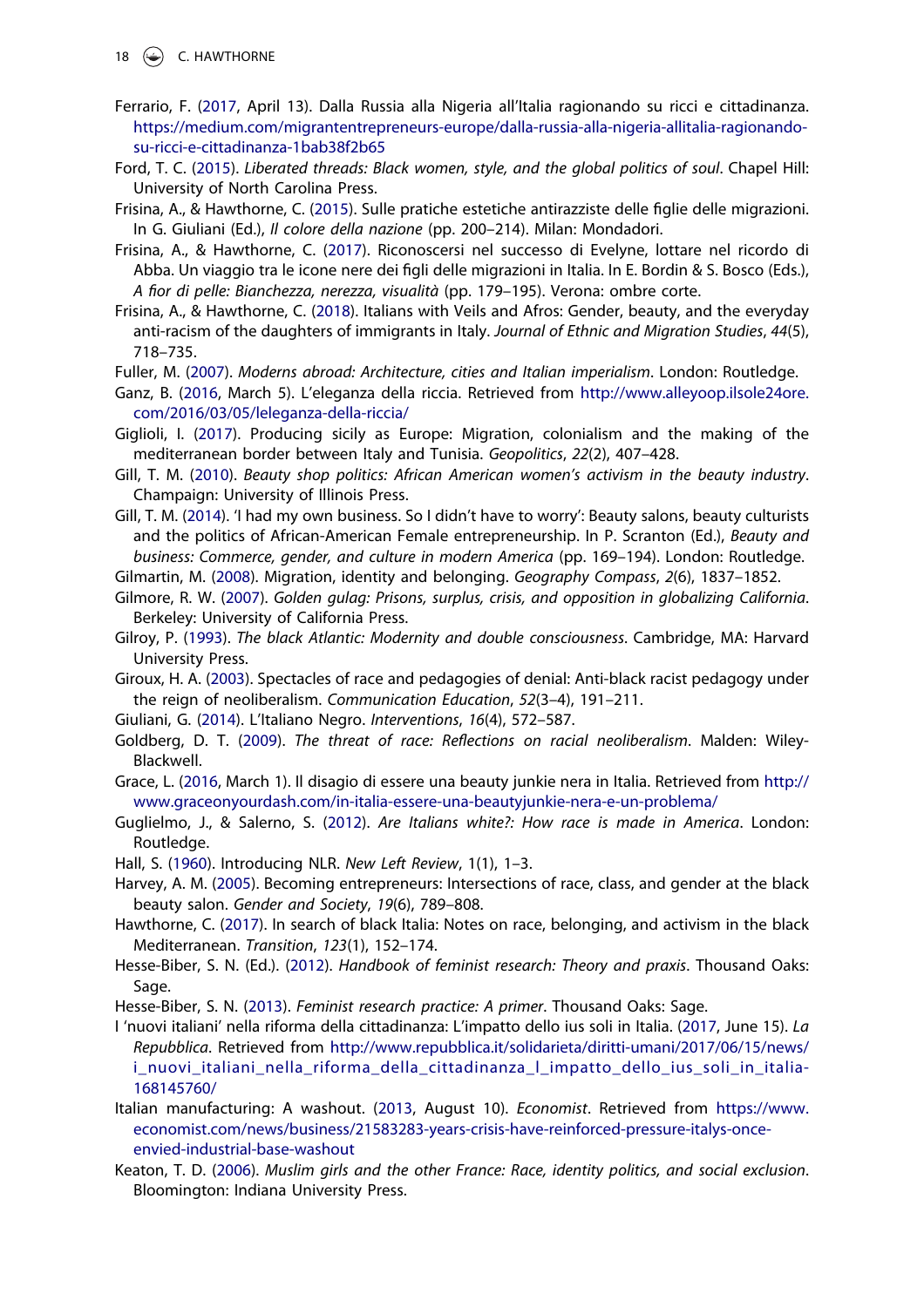Ferrario, F. (2017, April 13). Dalla Russia alla Nigeria all'Italia ragionando su ricci e cittadinanza. https://medium.com/migrantentrepreneurs-europe/dalla-russia-alla-nigeria-allitalia-ragionando-su-ricci-e-cittadinanza-1bab38f2b65

Ford, T. C. (2015). *Liberated threads: Black women, style, and the global politics of soul*. Chapel Hill: University of North Carolina Press.

Frisina, A., & Hawthorne, C. (2015). Sulle pratiche estetiche antirazziste delle figlie delle migrazioni. In G. Giuliani (Ed.), *Il colore della nazione* (pp. 200–214). Milan: Mondadori.

Frisina, A., & Hawthorne, C. (2017). Riconoscersi nel successo di Evelyne, lottare nel ricordo di Abba. Un viaggio tra le icone nere dei figli delle migrazioni in Italia. In E. Bordin & S. Bosco (Eds.), *A fior di pelle: Bianchezza, nerezza, visualità* (pp. 179–195). Verona: ombre corte.

Frisina, A., & Hawthorne, C. (2018). Italians with Veils and Afros: Gender, beauty, and the everyday anti-racism of the daughters of immigrants in Italy. *Journal of Ethnic and Migration Studies*, *44*(5), 718–735.

Fuller, M. (2007). *Moderns abroad: Architecture, cities and Italian imperialism*. London: Routledge.

Ganz, B. (2016, March 5). L'eleganza della riccia. Retrieved from http://www.alleyoop.ilsole24ore.com/2016/03/05/leleganza-della-riccia/

Giglioli, I. (2017). Producing sicily as Europe: Migration, colonialism and the making of the mediterranean border between Italy and Tunisia. *Geopolitics*, *22*(2), 407–428.

Gill, T. M. (2010). *Beauty shop politics: African American women's activism in the beauty industry*. Champaign: University of Illinois Press.

Gill, T. M. (2014). 'I had my own business. So I didn't have to worry': Beauty salons, beauty culturists and the politics of African-American Female entrepreneurship. In P. Scranton (Ed.), *Beauty and business: Commerce, gender, and culture in modern America* (pp. 169–194). London: Routledge.

Gilmartin, M. (2008). Migration, identity and belonging. *Geography Compass*, *2*(6), 1837–1852.

Gilmore, R. W. (2007). *Golden gulag: Prisons, surplus, crisis, and opposition in globalizing California*. Berkeley: University of California Press.

Gilroy, P. (1993). *The black Atlantic: Modernity and double consciousness*. Cambridge, MA: Harvard University Press.

Giroux, H. A. (2003). Spectacles of race and pedagogies of denial: Anti-black racist pedagogy under the reign of neoliberalism. *Communication Education*, *52*(3–4), 191–211.

Giuliani, G. (2014). L'Italiano Negro. *Interventions*, *16*(4), 572–587.

Goldberg, D. T. (2009). *The threat of race: Reflections on racial neoliberalism*. Malden: Wiley-Blackwell.

Grace, L. (2016, March 1). Il disagio di essere una beauty junkie nera in Italia. Retrieved from http://www.graceonyourdash.com/in-italia-essere-una-beautyjunkie-nera-e-un-problema/

Guglielmo, J., & Salerno, S. (2012). *Are Italians white?: How race is made in America*. London: Routledge.

Hall, S. (1960). Introducing NLR. *New Left Review*, 1(1), 1–3.

Harvey, A. M. (2005). Becoming entrepreneurs: Intersections of race, class, and gender at the black beauty salon. *Gender and Society*, *19*(6), 789–808.

Hawthorne, C. (2017). In search of black Italia: Notes on race, belonging, and activism in the black Mediterranean. *Transition*, *123*(1), 152–174.

Hesse-Biber, S. N. (Ed.). (2012). *Handbook of feminist research: Theory and praxis*. Thousand Oaks: Sage.

Hesse-Biber, S. N. (2013). *Feminist research practice: A primer*. Thousand Oaks: Sage.

I 'nuovi italiani' nella riforma della cittadinanza: L'impatto dello ius soli in Italia. (2017, June 15). *La Repubblica*. Retrieved from http://www.repubblica.it/solidarieta/diritti-umani/2017/06/15/news/i_nuovi_italiani_nella_riforma_della_cittadinanza_l_impatto_dello_ius_soli_in_italia-168145760/

Italian manufacturing: A washout. (2013, August 10). *Economist*. Retrieved from https://www.economist.com/news/business/21583283-years-crisis-have-reinforced-pressure-italys-once-envied-industrial-base-washout

Keaton, T. D. (2006). *Muslim girls and the other France: Race, identity politics, and social exclusion*. Bloomington: Indiana University Press.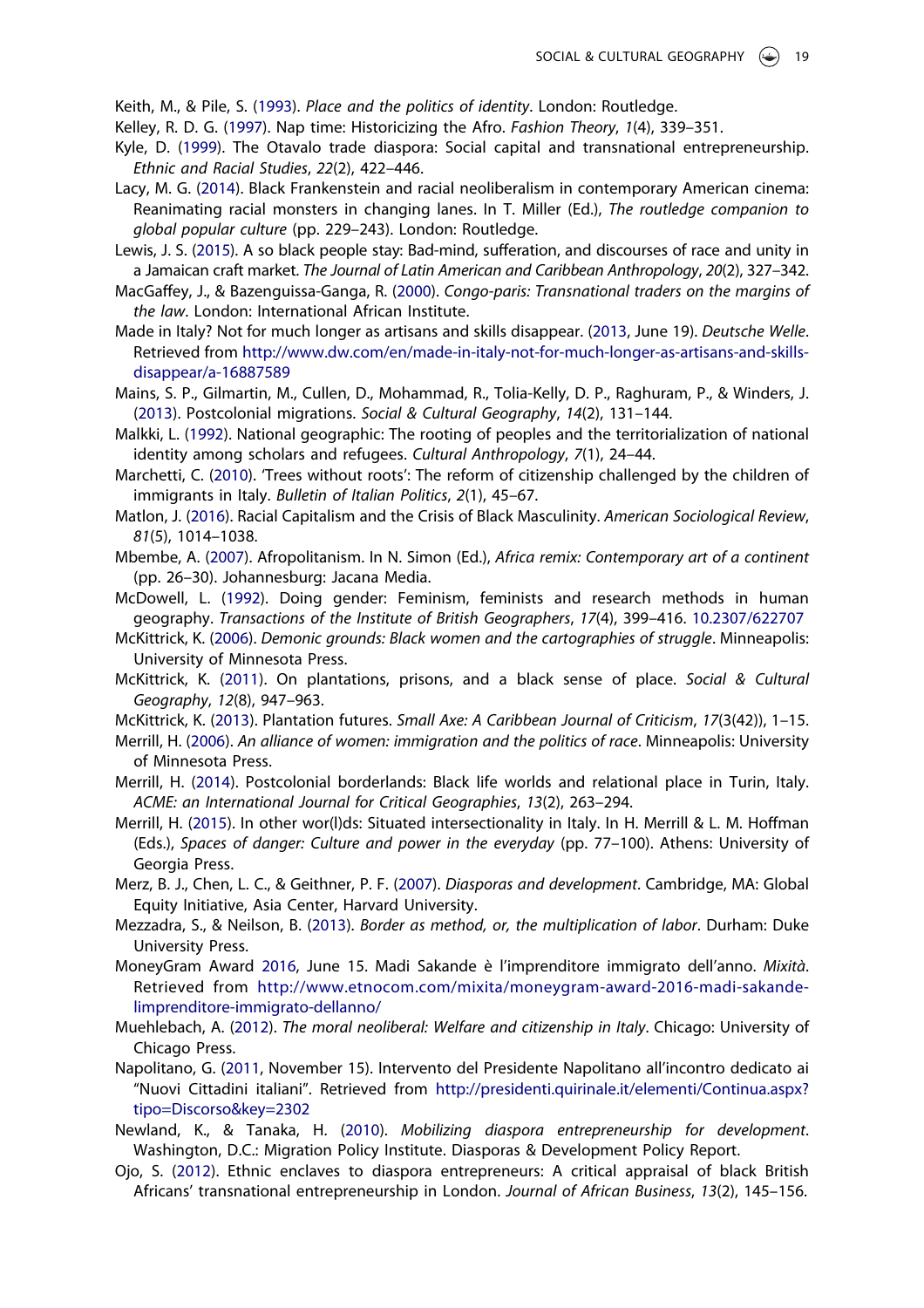Keith, M., & Pile, S. (1993). *Place and the politics of identity*. London: Routledge.

Kelley, R. D. G. (1997). Nap time: Historicizing the Afro. *Fashion Theory*, *1*(4), 339–351.

Kyle, D. (1999). The Otavalo trade diaspora: Social capital and transnational entrepreneurship. *Ethnic and Racial Studies*, *22*(2), 422–446.

Lacy, M. G. (2014). Black Frankenstein and racial neoliberalism in contemporary American cinema: Reanimating racial monsters in changing lanes. In T. Miller (Ed.), *The routledge companion to global popular culture* (pp. 229–243). London: Routledge.

Lewis, J. S. (2015). A so black people stay: Bad-mind, sufferation, and discourses of race and unity in a Jamaican craft market. *The Journal of Latin American and Caribbean Anthropology*, *20*(2), 327–342.

MacGaffey, J., & Bazenguissa-Ganga, R. (2000). *Congo-paris: Transnational traders on the margins of the law*. London: International African Institute.

Made in Italy? Not for much longer as artisans and skills disappear. (2013, June 19). *Deutsche Welle*. Retrieved from http://www.dw.com/en/made-in-italy-not-for-much-longer-as-artisans-and-skills-disappear/a-16887589

Mains, S. P., Gilmartin, M., Cullen, D., Mohammad, R., Tolia-Kelly, D. P., Raghuram, P., & Winders, J. (2013). Postcolonial migrations. *Social & Cultural Geography*, *14*(2), 131–144.

Malkki, L. (1992). National geographic: The rooting of peoples and the territorialization of national identity among scholars and refugees. *Cultural Anthropology*, *7*(1), 24–44.

Marchetti, C. (2010). 'Trees without roots': The reform of citizenship challenged by the children of immigrants in Italy. *Bulletin of Italian Politics*, *2*(1), 45–67.

Matlon, J. (2016). Racial Capitalism and the Crisis of Black Masculinity. *American Sociological Review*, *81*(5), 1014–1038.

Mbembe, A. (2007). Afropolitanism. In N. Simon (Ed.), *Africa remix: Contemporary art of a continent* (pp. 26–30). Johannesburg: Jacana Media.

McDowell, L. (1992). Doing gender: Feminism, feminists and research methods in human geography. *Transactions of the Institute of British Geographers*, *17*(4), 399–416. 10.2307/622707

McKittrick, K. (2006). *Demonic grounds: Black women and the cartographies of struggle*. Minneapolis: University of Minnesota Press.

McKittrick, K. (2011). On plantations, prisons, and a black sense of place. *Social & Cultural Geography*, *12*(8), 947–963.

McKittrick, K. (2013). Plantation futures. *Small Axe: A Caribbean Journal of Criticism*, *17*(3(42)), 1–15.

Merrill, H. (2006). *An alliance of women: immigration and the politics of race*. Minneapolis: University of Minnesota Press.

Merrill, H. (2014). Postcolonial borderlands: Black life worlds and relational place in Turin, Italy. *ACME: an International Journal for Critical Geographies*, *13*(2), 263–294.

Merrill, H. (2015). In other wor(l)ds: Situated intersectionality in Italy. In H. Merrill & L. M. Hoffman (Eds.), *Spaces of danger: Culture and power in the everyday* (pp. 77–100). Athens: University of Georgia Press.

Merz, B. J., Chen, L. C., & Geithner, P. F. (2007). *Diasporas and development*. Cambridge, MA: Global Equity Initiative, Asia Center, Harvard University.

Mezzadra, S., & Neilson, B. (2013). *Border as method, or, the multiplication of labor*. Durham: Duke University Press.

MoneyGram Award 2016, June 15. Madi Sakande è l'imprenditore immigrato dell'anno. *Mixità*. Retrieved from http://www.etnocom.com/mixita/moneygram-award-2016-madi-sakande-limprenditore-immigrato-dellanno/

Muehlebach, A. (2012). *The moral neoliberal: Welfare and citizenship in Italy*. Chicago: University of Chicago Press.

Napolitano, G. (2011, November 15). Intervento del Presidente Napolitano all'incontro dedicato ai "Nuovi Cittadini italiani". Retrieved from http://presidenti.quirinale.it/elementi/Continua.aspx?tipo=Discorso&key=2302

Newland, K., & Tanaka, H. (2010). *Mobilizing diaspora entrepreneurship for development*. Washington, D.C.: Migration Policy Institute. Diasporas & Development Policy Report.

Ojo, S. (2012). Ethnic enclaves to diaspora entrepreneurs: A critical appraisal of black British Africans' transnational entrepreneurship in London. *Journal of African Business*, *13*(2), 145–156.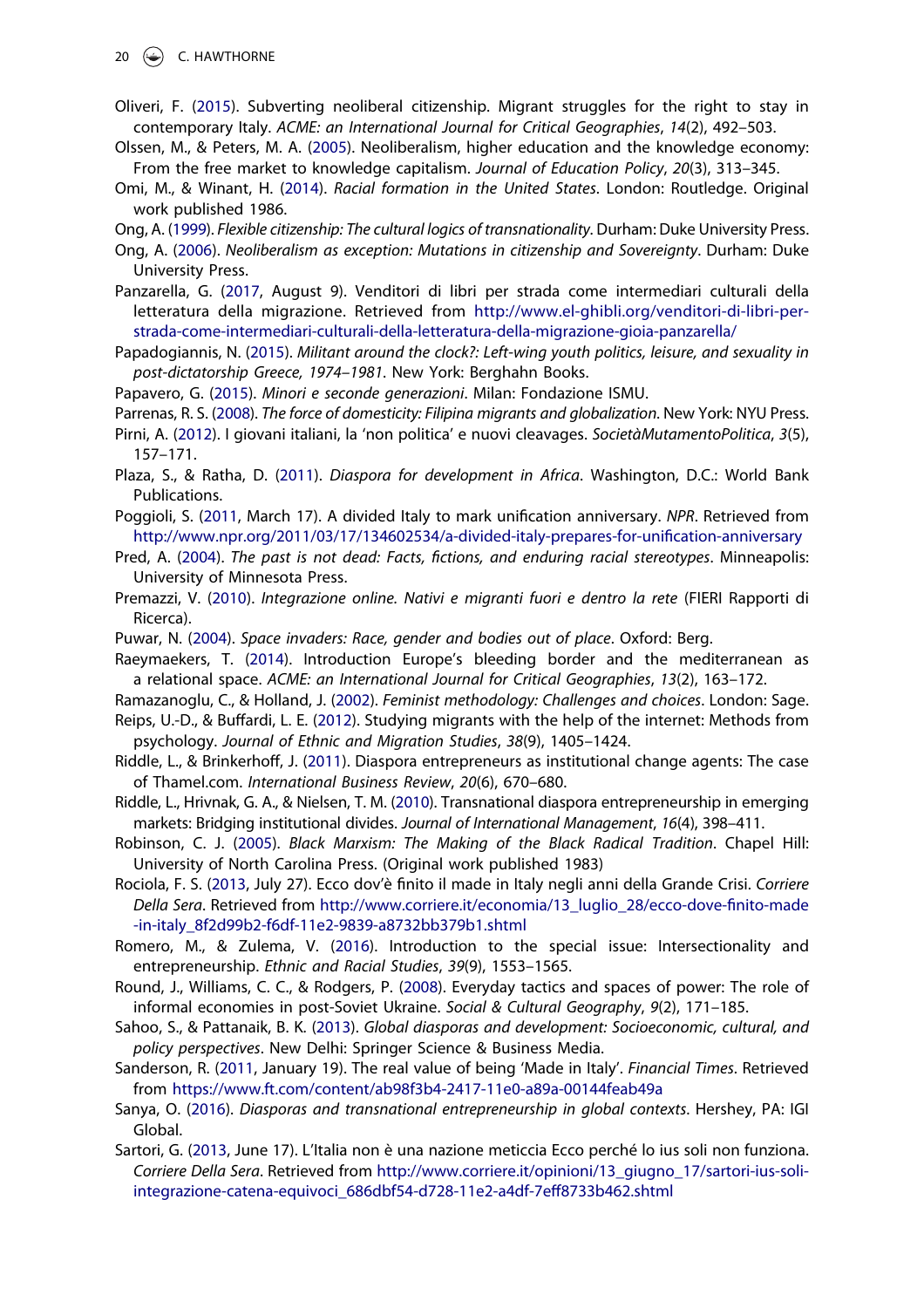Oliveri, F. (2015). Subverting neoliberal citizenship. Migrant struggles for the right to stay in contemporary Italy. *ACME: an International Journal for Critical Geographies*, *14*(2), 492–503.

Olssen, M., & Peters, M. A. (2005). Neoliberalism, higher education and the knowledge economy: From the free market to knowledge capitalism. *Journal of Education Policy*, *20*(3), 313–345.

Omi, M., & Winant, H. (2014). *Racial formation in the United States*. London: Routledge. Original work published 1986.

Ong, A. (1999). *Flexible citizenship: The cultural logics of transnationality*. Durham: Duke University Press.

Ong, A. (2006). *Neoliberalism as exception: Mutations in citizenship and Sovereignty*. Durham: Duke University Press.

Panzarella, G. (2017, August 9). Venditori di libri per strada come intermediari culturali della letteratura della migrazione. Retrieved from http://www.el-ghibli.org/venditori-di-libri-per-strada-come-intermediari-culturali-della-letteratura-della-migrazione-gioia-panzarella/

Papadogiannis, N. (2015). *Militant around the clock?: Left-wing youth politics, leisure, and sexuality in post-dictatorship Greece, 1974–1981*. New York: Berghahn Books.

Papavero, G. (2015). *Minori e seconde generazioni*. Milan: Fondazione ISMU.

Parrenas, R. S. (2008). *The force of domesticity: Filipina migrants and globalization*. New York: NYU Press.

Pirni, A. (2012). I giovani italiani, la 'non politica' e nuovi cleavages. *SocietàMutamentoPolitica*, *3*(5), 157–171.

Plaza, S., & Ratha, D. (2011). *Diaspora for development in Africa*. Washington, D.C.: World Bank Publications.

Poggioli, S. (2011, March 17). A divided Italy to mark unification anniversary. *NPR*. Retrieved from http://www.npr.org/2011/03/17/134602534/a-divided-italy-prepares-for-unification-anniversary

Pred, A. (2004). *The past is not dead: Facts, fictions, and enduring racial stereotypes*. Minneapolis: University of Minnesota Press.

Premazzi, V. (2010). *Integrazione online. Nativi e migranti fuori e dentro la rete* (FIERI Rapporti di Ricerca).

Puwar, N. (2004). *Space invaders: Race, gender and bodies out of place*. Oxford: Berg.

Raeymaekers, T. (2014). Introduction Europe's bleeding border and the mediterranean as a relational space. *ACME: an International Journal for Critical Geographies*, *13*(2), 163–172.

Ramazanoglu, C., & Holland, J. (2002). *Feminist methodology: Challenges and choices*. London: Sage.

Reips, U.-D., & Buffardi, L. E. (2012). Studying migrants with the help of the internet: Methods from psychology. *Journal of Ethnic and Migration Studies*, *38*(9), 1405–1424.

Riddle, L., & Brinkerhoff, J. (2011). Diaspora entrepreneurs as institutional change agents: The case of Thamel.com. *International Business Review*, *20*(6), 670–680.

Riddle, L., Hrivnak, G. A., & Nielsen, T. M. (2010). Transnational diaspora entrepreneurship in emerging markets: Bridging institutional divides. *Journal of International Management*, *16*(4), 398–411.

Robinson, C. J. (2005). *Black Marxism: The Making of the Black Radical Tradition*. Chapel Hill: University of North Carolina Press. (Original work published 1983)

Rociola, F. S. (2013, July 27). Ecco dov'è finito il made in Italy negli anni della Grande Crisi. *Corriere Della Sera*. Retrieved from http://www.corriere.it/economia/13_luglio_28/ecco-dove-finito-made-in-italy_8f2d99b2-f6df-11e2-9839-a8732bb379b1.shtml

Romero, M., & Zulema, V. (2016). Introduction to the special issue: Intersectionality and entrepreneurship. *Ethnic and Racial Studies*, *39*(9), 1553–1565.

Round, J., Williams, C. C., & Rodgers, P. (2008). Everyday tactics and spaces of power: The role of informal economies in post-Soviet Ukraine. *Social & Cultural Geography*, *9*(2), 171–185.

Sahoo, S., & Pattanaik, B. K. (2013). *Global diasporas and development: Socioeconomic, cultural, and policy perspectives*. New Delhi: Springer Science & Business Media.

Sanderson, R. (2011, January 19). The real value of being 'Made in Italy'. *Financial Times*. Retrieved from https://www.ft.com/content/ab98f3b4-2417-11e0-a89a-00144feab49a

Sanya, O. (2016). *Diasporas and transnational entrepreneurship in global contexts*. Hershey, PA: IGI Global.

Sartori, G. (2013, June 17). L'Italia non è una nazione meticcia Ecco perché lo ius soli non funziona. *Corriere Della Sera*. Retrieved from http://www.corriere.it/opinioni/13_giugno_17/sartori-ius-soli-integrazione-catena-equivoci_686dbf54-d728-11e2-a4df-7eff8733b462.shtml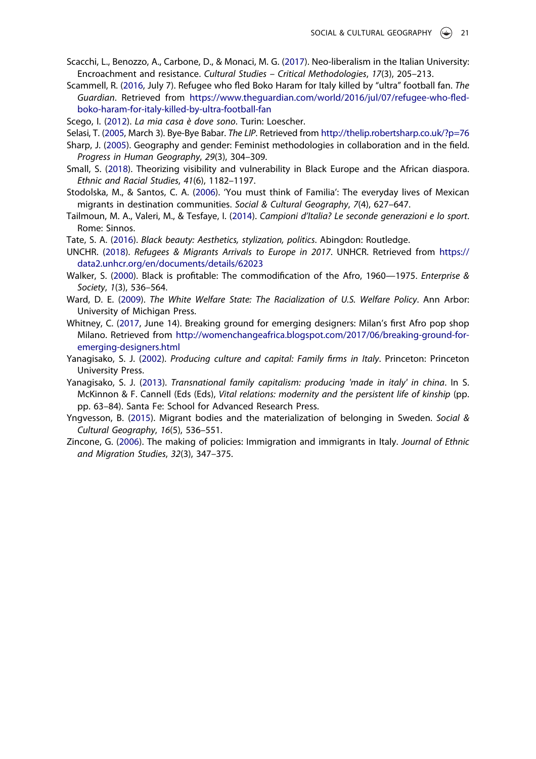Scacchi, L., Benozzo, A., Carbone, D., & Monaci, M. G. (2017). Neo-liberalism in the Italian University: Encroachment and resistance. *Cultural Studies – Critical Methodologies*, *17*(3), 205–213.

Scammell, R. (2016, July 7). Refugee who fled Boko Haram for Italy killed by "ultra" football fan. *The Guardian*. Retrieved from https://www.theguardian.com/world/2016/jul/07/refugee-who-fled-boko-haram-for-italy-killed-by-ultra-football-fan

Scego, I. (2012). *La mia casa è dove sono*. Turin: Loescher.

Selasi, T. (2005, March 3). Bye-Bye Babar. *The LIP*. Retrieved from http://thelip.robertsharp.co.uk/?p=76

Sharp, J. (2005). Geography and gender: Feminist methodologies in collaboration and in the field. *Progress in Human Geography*, *29*(3), 304–309.

Small, S. (2018). Theorizing visibility and vulnerability in Black Europe and the African diaspora. *Ethnic and Racial Studies*, *41*(6), 1182–1197.

Stodolska, M., & Santos, C. A. (2006). 'You must think of Familia': The everyday lives of Mexican migrants in destination communities. *Social & Cultural Geography*, *7*(4), 627–647.

Tailmoun, M. A., Valeri, M., & Tesfaye, I. (2014). *Campioni d'Italia? Le seconde generazioni e lo sport*. Rome: Sinnos.

Tate, S. A. (2016). *Black beauty: Aesthetics, stylization, politics*. Abingdon: Routledge.

UNCHR. (2018). *Refugees & Migrants Arrivals to Europe in 2017*. UNHCR. Retrieved from https://data2.unhcr.org/en/documents/details/62023

Walker, S. (2000). Black is profitable: The commodification of the Afro, 1960—1975. *Enterprise & Society*, *1*(3), 536–564.

Ward, D. E. (2009). *The White Welfare State: The Racialization of U.S. Welfare Policy*. Ann Arbor: University of Michigan Press.

Whitney, C. (2017, June 14). Breaking ground for emerging designers: Milan's first Afro pop shop Milano. Retrieved from http://womenchangeafrica.blogspot.com/2017/06/breaking-ground-for-emerging-designers.html

Yanagisako, S. J. (2002). *Producing culture and capital: Family firms in Italy*. Princeton: Princeton University Press.

Yanagisako, S. J. (2013). *Transnational family capitalism: producing 'made in italy' in china*. In S. McKinnon & F. Cannell (Eds (Eds), *Vital relations: modernity and the persistent life of kinship* (pp. pp. 63–84). Santa Fe: School for Advanced Research Press.

Yngvesson, B. (2015). Migrant bodies and the materialization of belonging in Sweden. *Social & Cultural Geography*, *16*(5), 536–551.

Zincone, G. (2006). The making of policies: Immigration and immigrants in Italy. *Journal of Ethnic and Migration Studies*, *32*(3), 347–375.